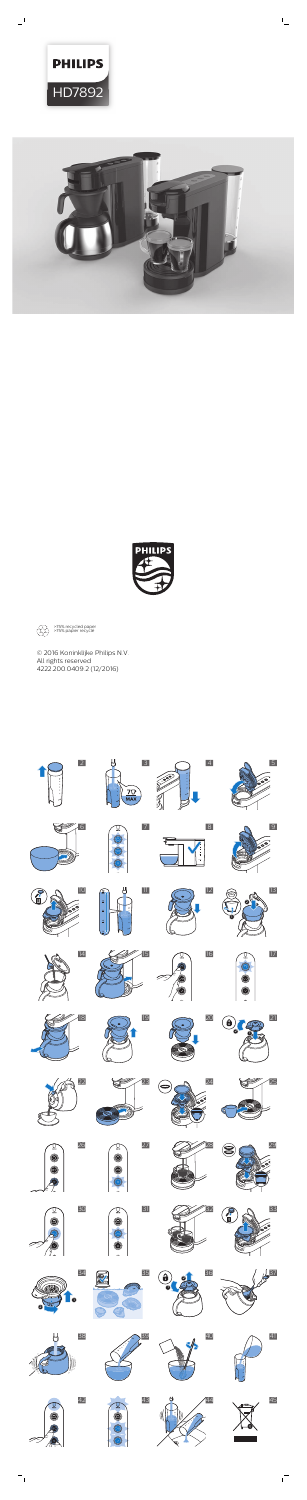PHILIPS

HD7892

PHILIPS

>75% recycled paper
>75% papier recyclé

© 2016 Koninklijke Philips N.V.
All rights reserved
4222 200 0409 2 (12/2016)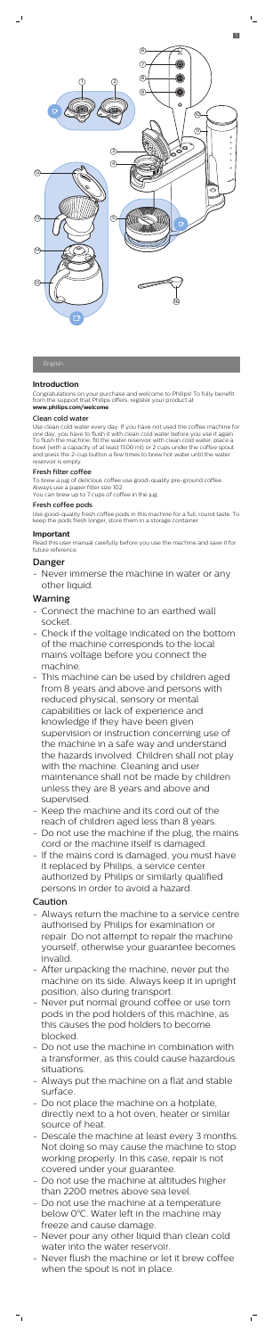English

## Introduction

Congratulations on your purchase and welcome to Philips! To fully benefit from the support that Philips offers, register your product at **www.philips.com/welcome**.

### Clean cold water

Use clean cold water every day. If you have not used the coffee machine for one day, you have to flush it with clean cold water before you use it again. To flush the machine, fill the water reservoir with clean cold water, place a bowl (with a capacity of at least 1500 ml) or 2 cups under the coffee spout and press the 2-cup button a few times to brew hot water until the water reservoir is empty.

### Fresh filter coffee

To brew a jug of delicious coffee use good-quality pre-ground coffee. Always use a paper filter size 102.
You can brew up to 7 cups of coffee in the jug.

### Fresh coffee pods

Use good-quality fresh coffee pods in this machine for a full, round taste. To keep the pods fresh longer, store them in a storage container.

### Important

Read this user manual carefully before you use the machine and save it for future reference.

## Danger

- Never immerse the machine in water or any other liquid.

## Warning

- Connect the machine to an earthed wall socket.
- Check if the voltage indicated on the bottom of the machine corresponds to the local mains voltage before you connect the machine.
- This machine can be used by children aged from 8 years and above and persons with reduced physical, sensory or mental capabilities or lack of experience and knowledge if they have been given supervision or instruction concerning use of the machine in a safe way and understand the hazards involved. Children shall not play with the machine. Cleaning and user maintenance shall not be made by children unless they are 8 years and above and supervised.
- Keep the machine and its cord out of the reach of children aged less than 8 years.
- Do not use the machine if the plug, the mains cord or the machine itself is damaged.
- If the mains cord is damaged, you must have it replaced by Philips, a service center authorized by Philips or similarly qualified persons in order to avoid a hazard.

## Caution

- Always return the machine to a service centre authorised by Philips for examination or repair. Do not attempt to repair the machine yourself, otherwise your guarantee becomes invalid.
- After unpacking the machine, never put the machine on its side. Always keep it in upright position, also during transport.
- Never put normal ground coffee or use torn pods in the pod holders of this machine, as this causes the pod holders to become blocked.
- Do not use the machine in combination with a transformer, as this could cause hazardous situations.
- Always put the machine on a flat and stable surface.
- Do not place the machine on a hotplate, directly next to a hot oven, heater or similar source of heat.
- Descale the machine at least every 3 months. Not doing so may cause the machine to stop working properly. In this case, repair is not covered under your guarantee.
- Do not use the machine at altitudes higher than 2200 metres above sea level.
- Do not use the machine at a temperature below 0°C. Water left in the machine may freeze and cause damage.
- Never pour any other liquid than clean cold water into the water reservoir.
- Never flush the machine or let it brew coffee when the spout is not in place.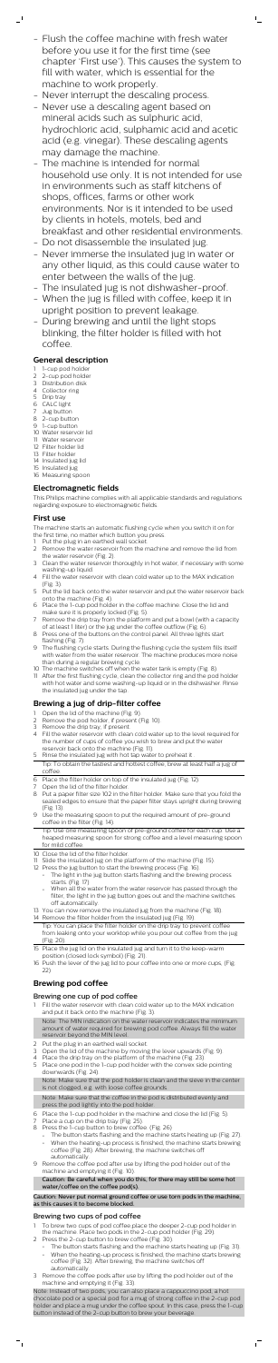- Flush the coffee machine with fresh water before you use it for the first time (see chapter 'First use'). This causes the system to fill with water, which is essential for the machine to work properly.
- Never interrupt the descaling process.
- Never use a descaling agent based on mineral acids such as sulphuric acid, hydrochloric acid, sulphamic acid and acetic acid (e.g. vinegar). These descaling agents may damage the machine.
- The machine is intended for normal household use only. It is not intended for use in environments such as staff kitchens of shops, offices, farms or other work environments. Nor is it intended to be used by clients in hotels, motels, bed and breakfast and other residential environments.
- Do not disassemble the insulated jug.
- Never immerse the insulated jug in water or any other liquid, as this could cause water to enter between the walls of the jug.
- The insulated jug is not dishwasher-proof.
- When the jug is filled with coffee, keep it in upright position to prevent leakage.
- During brewing and until the light stops blinking, the filter holder is filled with hot coffee.

## General description

1 1-cup pod holder
2 2-cup pod holder
3 Distribution disk
4 Collector ring
5 Drip tray
6 CALC light
7 Jug button
8 2-cup button
9 1-cup button
10 Water reservoir lid
11 Water reservoir
12 Filter holder lid
13 Filter holder
14 Insulated jug lid
15 Insulated jug
16 Measuring spoon

## Electromagnetic fields

This Philips machine complies with all applicable standards and regulations regarding exposure to electromagnetic fields.

## First use

The machine starts an automatic flushing cycle when you switch it on for the first time, no matter which button you press.

1 Put the plug in an earthed wall socket.
2 Remove the water reservoir from the machine and remove the lid from the water reservoir (Fig. 2).
3 Clean the water reservoir thoroughly in hot water, if necessary with some washing-up liquid.
4 Fill the water reservoir with clean cold water up to the MAX indication (Fig. 3).
5 Put the lid back onto the water reservoir and put the water reservoir back onto the machine (Fig. 4).
6 Place the 1-cup pod holder in the coffee machine. Close the lid and make sure it is properly locked (Fig. 5).
7 Remove the drip tray from the platform and put a bowl (with a capacity of at least 1 liter) or the jug under the coffee outflow (Fig. 6).
8 Press one of the buttons on the control panel. All three lights start flashing (Fig. 7).
9 The flushing cycle starts. During the flushing cycle the system fills itself with water from the water reservoir. The machine produces more noise than during a regular brewing cycle.
10 The machine switches off when the water tank is empty (Fig. 8).
11 After the first flushing cycle, clean the collector ring and the pod holder with hot water and some washing-up liquid or in the dishwasher. Rinse the insulated jug under the tap.

## Brewing a jug of drip-filter coffee

1 Open the lid of the machine (Fig. 9).
2 Remove the pod holder, if present (Fig. 10).
3 Remove the drip tray, if present.
4 Fill the water reservoir with clean cold water up to the level required for the number of cups of coffee you wish to brew and put the water reservoir back onto the machine (Fig. 11).
5 Rinse the insulated jug with hot tap water to preheat it.

Tip: To obtain the tastiest and hottest coffee, brew at least half a jug of coffee.

6 Place the filter holder on top of the insulated jug (Fig. 12).
7 Open the lid of the filter holder.
8 Put a paper filter size 102 in the filter holder. Make sure that you fold the sealed edges to ensure that the paper filter stays upright during brewing (Fig. 13).
9 Use the measuring spoon to put the required amount of pre-ground coffee in the filter (Fig. 14).

Tip: Use one measuring spoon of pre-ground coffee for each cup. Use a heaped measuring spoon for strong coffee and a level measuring spoon for mild coffee.

10 Close the lid of the filter holder.
11 Slide the insulated jug on the platform of the machine (Fig. 15).
12 Press the jug button to start the brewing process (Fig. 16).
    - The light in the jug button starts flashing and the brewing process starts (Fig. 17).
    - When all the water from the water reservoir has passed through the filter, the light in the jug button goes out and the machine switches off automatically.
13 You can now remove the insulated jug from the machine (Fig. 18).
14 Remove the filter holder from the insulated jug (Fig. 19).

Tip: You can place the filter holder on the drip tray to prevent coffee from leaking onto your worktop while you pour out coffee from the jug (Fig. 20).

15 Place the jug lid on the insulated jug and turn it to the keep-warm position (closed lock symbol) (Fig. 21).
16 Push the lever of the jug lid to pour coffee into one or more cups. (Fig. 22)

## Brewing pod coffee

### Brewing one cup of pod coffee

1 Fill the water reservoir with clean cold water up to the MAX indication and put it back onto the machine (Fig. 3).

Note: The MIN indication on the water reservoir indicates the minimum amount of water required for brewing pod coffee. Always fill the water reservoir beyond the MIN level.

2 Put the plug in an earthed wall socket.
3 Open the lid of the machine by moving the lever upwards (Fig. 9).
4 Place the drip tray on the platform of the machine (Fig. 23).
5 Place one pod in the 1-cup pod holder with the convex side pointing downwards (Fig. 24).

Note: Make sure that the pod holder is clean and the sieve in the center is not clogged, e.g. with loose coffee grounds.

Note: Make sure that the coffee in the pod is distributed evenly and press the pod lightly into the pod holder.

6 Place the 1-cup pod holder in the machine and close the lid (Fig. 5).
7 Place a cup on the drip tray (Fig. 25).
8 Press the 1-cup button to brew coffee (Fig. 26).
    - The button starts flashing and the machine starts heating up (Fig. 27).
    - When the heating-up process is finished, the machine starts brewing coffee (Fig. 28). After brewing, the machine switches off automatically.
9 Remove the coffee pod after use by lifting the pod holder out of the machine and emptying it (Fig. 10).

**Caution: Be careful when you do this, for there may still be some hot water/coffee on the coffee pod(s).**

**Caution: Never put normal ground coffee or use torn pods in the machine, as this causes it to become blocked.**

### Brewing two cups of pod coffee

1 To brew two cups of coffee place the deeper 2-cup pod holder in the machine. Place two pods in the 2-cup pod holder (Fig. 29).
2 Press the 2-cup button to brew coffee (Fig. 30).
    - The button starts flashing and the machine starts heating up (Fig. 31).
    - When the heating-up process is finished, the machine starts brewing coffee (Fig. 32). After brewing, the machine switches off automatically.
3 Remove the coffee pods after use by lifting the pod holder out of the machine and emptying it (Fig. 33).

Note: Instead of two pods, you can also place a cappuccino pod, a hot chocolate pod or a special pod for a mug of strong coffee in the 2-cup pod holder and place a mug under the coffee spout. In this case, press the 1-cup button instead of the 2-cup button to brew your beverage.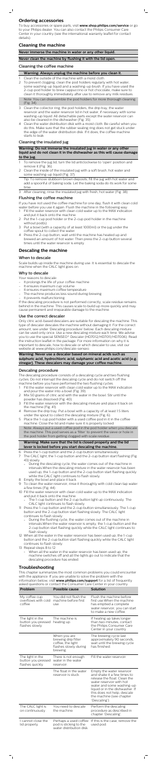## Ordering accessories

To buy accessories or spare parts, visit **www.shop.philips.com/service** or go to your Philips dealer. You can also contact the Philips Consumer Care Center in your country (see the international warranty leaflet for contact details).

## Cleaning the machine

**Never immerse the machine in water or any other liquid.**

**Never clean the machine by flushing it with the lid open.**

### Cleaning the coffee machine

**Warning: Always unplug the machine before you clean it.**

1 Clean the outside of the machine with a moist cloth.
2 To prevent clogging, clean the pod holders regularly with hot water, some washing-up liquid and a washing-up brush. If you have used the 2-cup pod holder to brew cappuccino or hot chocolate, make sure to clean it thoroughly immediately after use to remove any milk residues.

   Note: You can disassemble the pod holders for more thorough cleaning (Fig. 34).

3 Clean the collector ring, the pod holders, the drip tray, the water reservoir and the water reservoir lid in hot water, if necessary with some washing-up liquid. All detachable parts except the water reservoir can also be cleaned in the dishwasher (Fig. 35).
4 Clean the water distribution disk with a moist cloth. Be careful when you do this. Make sure that the rubber sealing ring does not get stuck under the edge of the water distribution disk. If it does, the coffee machine starts to leak.

### Cleaning the insulated jug

**Warning: Do not immerse the insulated jug in water or any other liquid and do not clean it in the dishwasher as this will cause damage to the jug.**

1 To remove the jug lid, turn the lid anticlockwise to 'open' position and remove it (Fig. 36).
2 Clean the inside of the insulated jug with a soft brush, hot water and some washing-up liquid (Fig. 37).

   Tip: To remove stubborn brown deposits, fill the jug with hot water and add a spoonful of baking soda. Let the baking soda do its work for some time.

3 After cleaning, rinse the insulated jug with fresh, hot water (Fig. 38).

### Flushing the coffee machine

If you have not used the coffee machine for one day, flush it with clean cold water before you use it again. Flush the machine in the following way:

1 Fill the water reservoir with clean cold water up to the MAX indication and put it back onto the machine.
2 Put the 1-cup pod holder or the 2-cup pod holder in the machine without pod(s).
3 Put a bowl (with a capacity of at least 1000ml) or the jug under the coffee spout to collect the water.
4 Press the 2-cup button, wait until the machine has heated up and brewed an amount of hot water. Then press the 2-cup button several times until the water reservoir is empty.

## Descaling the machine

### When to descale

Scale builds up inside the machine during use. It is essential to descale the machine when the CALC light goes on.

### Why to descale

Your reasons to descale:
- It prolongs the life of your coffee machine
- It ensures maximum cup volume
- It ensures maximum coffee temperature
- The machine produces less sound during brewing
- It prevents malfunctioning

If the descaling procedure is not performed correctly, scale residue remains behind in the machine. This causes scale to build up more quickly and may cause permanent and irreparable damage to the machine.

### Use the correct descaler

Only citric acid-based descalers are suitable for descaling the machine. This type of descaler descales the machine without damaging it. For the correct amount, see under 'Descaling procedure' below. Each descaling mixture can be used only once. Use a new descaling mixture each time. We advise you to use the special SENSEO® Descaler (HD7012/HD7011/HD7006). Read the instruction leaflet in the package. For more information on why it is important to descale, how to descale or which descaler to use, visit our website at www.philips.com/descale-senseo.

**Warning: Never use a descaler based on mineral acids such as sulphuric acid, hydrochloric acid, sulphamic acid and acetic acid (e.g. vinegar). These descalers may damage your coffee machine.**

### Descaling procedure

The descaling procedure consists of a descaling cycle and two flushing cycles. Do not interrupt the descaling cycle and do not switch off the machine before you have performed the two flushing cycles.

1 Fill the water reservoir with clean cold water up to the MAX indication and pour the water into a bowl (Fig. 39).
2 Mix 50 grams of citric acid with the water in the bowl. Stir until the powder has dissolved (Fig. 40).
3 Fill the water reservoir with the descaling mixture and place it back on the machine (Fig. 41).
4 Remove the drip tray. Put a bowl with a capacity of at least 1.5 liters under the spout to collect the descaling mixture (Fig. 6).
5 Place the 1-cup pod holder with a used coffee pod in it in the coffee machine. Close the lid and make sure it is properly locked.

   Note: Always put a used coffee pod in the pod holder when you descale the machine. This pod serves as a 'filter' to prevent the sieve or hole in the pod holder from getting clogged with scale residue.

**Warning: Make sure that the lid is closed properly and the lid lever is locked before you start descaling the machine.**

6 Press the 1-cup button and the 2-cup button simultaneously.
7 The CALC light, the 1-cup button and the 2-cup button start flashing (Fig. 43) slowly.
   - During the descaling cycle, the water comes out of the machine in intervals.When the descaling mixture in the water reservoir has been used up, the 1-cup button and the 2-cup button start flashing quickly while the CALC light continues to flash slowly.
8 Empty the bowl and place it back.
9 To clean the water reservoir, rinse it thoroughly with cold clean tap water a few times (Fig. 44).
10 Fill the water reservoir with clean cold water up to the MAX indication and put it back onto the machine.
   - The 1-cup button and the 2-cup button light up continuously. The CALC light continues to flash slowly.
11 Press the 1-cup button and the 2-cup button simultaneously. The 1-cup button and the 2-cup button start flashing slowly. The CALC light continues to flash slowly.
   - During the flushing cycle, the water comes out of the machine in intervals.When the water reservoir is empty, the 1-cup button and the 2-cup button start flashing quickly while the CALC light continues to flash slowly.
12 When all the water in the water reservoir has been used up, the 1-cup button and the 2-cup button start flashing quickly while the CALC light continues to flash slowly.
13 Repeat steps 8 to 12.
   - When all the water in the water reservoir has been used up, the machine switches off and all the lights go out to indicate that the descaling procedure has ended.

## Troubleshooting

This chapter summarizes the most common problems you could encounter with the appliance. If you are unable to solve the problem with the information below, visit **www.philips.com/support** for a list of frequently asked questions or contact the Consumer Care Center in your country.

| Problem | Possible cause | Solution |
|---|---|---|
| My coffee cup overflows with cold coffee | You did not flush the machine before first use. | Flush the machine before first use.When the machine has emptied a complete water reservoir, you can start to make a new coffee. |
| The light in the button you pressed flashes slowly. | The machine is heating up. | If heating up takes longer than two minutes, contact the Philips Consumer Care Center in your country. |
| | When you are brewing drip filter coffee, the light flashes slowly during brewing. | The brewing cycle last approximately 90 seconds, wait until the brewing cycle has finished. |
| The light in the button pressed flashes quickly. | There is not enough water in the water reservoir | Fill the water reservoir |
| | The float in the water reservoir is stuck. | Empty the water reservoir and shake it a few times to release the float. Clean the water reservoir with hot water and some washing-up liquid or in the dishwasher. If this does not help, descale the machine (see chapter 'Descaling'). |
| The CALC light is on continuously. | You need to descale the machine. | Perform the descaling procedure as described in chapter 'Descaling'. |
| I cannot close the lid properly. | Perhaps a used coffee pod is sticking to the water distribution disk. | If this is the case, remove the used pod. |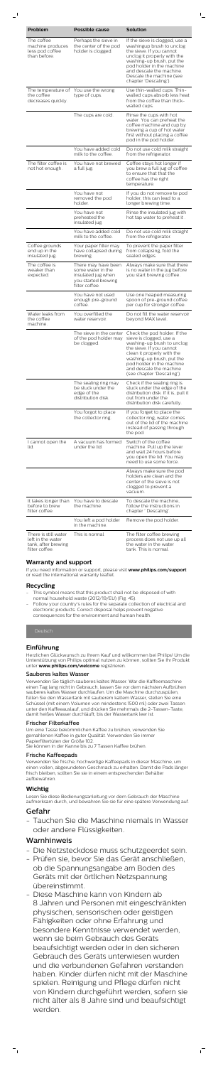| Problem | Possible cause | Solution |
| --- | --- | --- |
| The coffee machine produces less pod coffee than before. | Perhaps the sieve in the center of the pod holder is clogged. | If the sieve is clogged, use a washing-up brush to unclog the sieve. If you cannot unclog it properly with the washing-up brush, put the pod holder in the machine and descale the machine. Descale the machine (see chapter 'Descaling'). |
| The temperature of the coffee decreases quickly. | You use the wrong type of cups. | Use thin-walled cups. Thin-walled cups absorb less heat from the coffee than thick-walled cups. |
| | The cups are cold. | Rinse the cups with hot water. You can preheat the coffee machine and cup by brewing a cup of hot water first without placing a coffee pod in the pod holder. |
| | You have added cold milk to the coffee. | Do not use cold milk straight from the refrigerator. |
| The filter coffee is not hot enough. | You have not brewed a full jug. | Coffee stays hot longer if you brew a full jug of coffee to ensure that that the coffee has the right temperature. |
| | You have not removed the pod holder. | If you do not remove to pod holder, this can lead to a longer brewing time. |
| | You have not preheated the insulated jug. | Rinse the insulated jug with hot tap water to preheat it. |
| | You have added cold milk to the coffee. | Do not use cold milk straight from the refrigerator. |
| Coffee grounds end up in the insulated jug. | Your paper filter may have collapsed during brewing. | To prevent the paper filter from collapsing, fold the sealed edges. |
| The coffee is weaker than expected. | There may have been some water in the insulated jug when you started brewing filter coffee. | Always make sure that there is no water in the jug before you start brewing coffee. |
| | You have not used enough pre-ground coffee. | Use one heaped measuring spoon of pre-ground coffee per cup for stronger coffee. |
| Water leaks from the coffee machine. | You overfilled the water reservoir. | Do not fill the water reservoir beyond MAX level. |
| | The sieve in the center of the pod holder may be clogged. | Check the pod holder. If the sieve is clogged, use a washing-up brush to unclog the sieve. If you cannot clean it properly with the washing-up brush, put the pod holder in the machine and descale the machine (see chapter 'Descaling'). |
| | The sealing ring may be stuck under the edge of the distribution disk. | Check if the sealing ring is stuck under the edge of the distribution disk. If it is, pull it out from under the distribution disk carefully. |
| | You forgot to place the collector ring. | If you forgot to place the collector ring, water comes out of the lid of the machine instead of passing through the pod. |
| I cannot open the lid. | A vacuum has formed under the lid. | Switch off the coffee machine. Pull up the lever and wait 24 hours before you open the lid. You may need to use some force. |
| | | Always make sure the pod holders are clean and the center of the sieve is not clogged to prevent a vacuum. |
| It takes longer than before to brew filter coffee. | You have to descale the machine. | To descale the machine, follow the instructions in chapter 'Descaling'. |
| | You left a pod holder in the machine. | Remove the pod holder. |
| There is still water left in the water tank, after brewing filter coffee. | This is normal. | The filter coffee brewing process does not use up all the water in the water tank. This is normal. |

## Warranty and support

If you need information or support, please visit **www.philips.com/support** or read the international warranty leaflet.

## Recycling

- This symbol means that this product shall not be disposed of with normal household waste (2012/19/EU) (Fig. 45).
- Follow your country's rules for the separate collection of electrical and electronic products. Correct disposal helps prevent negative consequences for the environment and human health.

Deutsch

## Einführung

Herzlichen Glückwunsch zu Ihrem Kauf und willkommen bei Philips! Um die Unterstützung von Philips optimal nutzen zu können, sollten Sie Ihr Produkt unter **www.philips.com/welcome** registrieren.

### Sauberes kaltes Wasser

Verwenden Sie täglich sauberes kaltes Wasser. War die Kaffeemaschine einen Tag lang nicht in Gebrauch, lassen Sie vor dem nächsten Aufbrühen sauberes kaltes Wasser durchlaufen. Um die Maschine durchzuspülen, füllen Sie den Wassertank mit sauberem kaltem Wasser, stellen Sie eine Schüssel (mit einem Volumen von mindestens 1500 ml) oder zwei Tassen unter den Kaffeeauslauf, und drücken Sie mehrmals die 2-Tassen-Taste, damit heißes Wasser durchläuft, bis der Wassertank leer ist.

### Frischer Filterkaffee

Um eine Tasse bekömmlichen Kaffee zu brühen, verwenden Sie gemahlenen Kaffee in guter Qualität. Verwenden Sie immer Papierfiltertüten der Größe 1x2.

Sie können in der Kanne bis zu 7 Tassen Kaffee brühen.

### Frische Kaffeepads

Verwenden Sie frische, hochwertige Kaffeepads in dieser Maschine, um einen vollen, abgerundeten Geschmack zu erhalten. Damit die Pads länger frisch bleiben, sollten Sie sie in einem entsprechenden Behälter aufbewahren.

### Wichtig

Lesen Sie diese Bedienungsanleitung vor dem Gebrauch der Maschine aufmerksam durch, und bewahren Sie sie für eine spätere Verwendung auf.

## Gefahr

- Tauchen Sie die Maschine niemals in Wasser oder andere Flüssigkeiten.

## Warnhinweis

- Die Netzsteckdose muss schutzgeerdet sein.
- Prüfen Sie, bevor Sie das Gerät anschließen, ob die Spannungsangabe am Boden des Geräts mit der örtlichen Netzspannung übereinstimmt.
- Diese Maschine kann von Kindern ab 8 Jahren und Personen mit eingeschränkten physischen, sensorischen oder geistigen Fähigkeiten oder ohne Erfahrung und besondere Kenntnisse verwendet werden, wenn sie beim Gebrauch des Geräts beaufsichtigt werden oder in den sicheren Gebrauch des Geräts unterwiesen wurden und die verbundenen Gefahren verstanden haben. Kinder dürfen nicht mit der Maschine spielen. Reinigung und Pflege dürfen nicht von Kindern durchgeführt werden, sofern sie nicht älter als 8 Jahre sind und beaufsichtigt werden.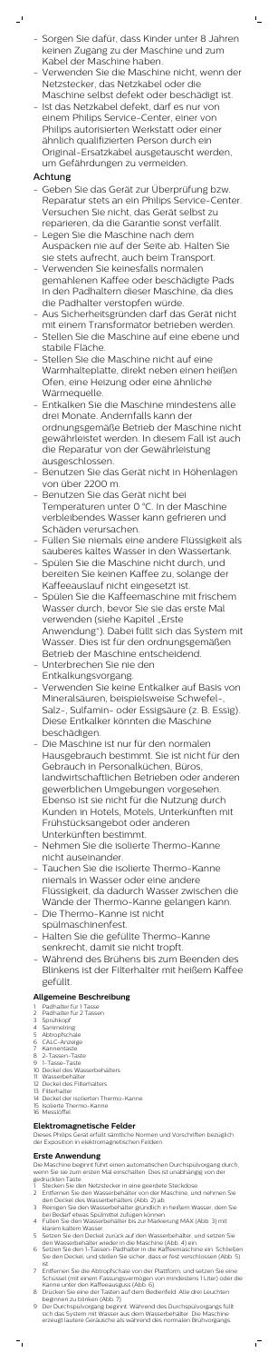- Sorgen Sie dafür, dass Kinder unter 8 Jahren keinen Zugang zu der Maschine und zum Kabel der Maschine haben.
- Verwenden Sie die Maschine nicht, wenn der Netzstecker, das Netzkabel oder die Maschine selbst defekt oder beschädigt ist.
- Ist das Netzkabel defekt, darf es nur von einem Philips Service-Center, einer von Philips autorisierten Werkstatt oder einer ähnlich qualifizierten Person durch ein Original-Ersatzkabel ausgetauscht werden, um Gefährdungen zu vermeiden.

## Achtung

- Geben Sie das Gerät zur Überprüfung bzw. Reparatur stets an ein Philips Service-Center. Versuchen Sie nicht, das Gerät selbst zu reparieren, da die Garantie sonst verfällt.
- Legen Sie die Maschine nach dem Auspacken nie auf der Seite ab. Halten Sie sie stets aufrecht, auch beim Transport.
- Verwenden Sie keinesfalls normalen gemahlenen Kaffee oder beschädigte Pads in den Padhaltern dieser Maschine, da dies die Padhalter verstopfen würde.
- Aus Sicherheitsgründen darf das Gerät nicht mit einem Transformator betrieben werden.
- Stellen Sie die Maschine auf eine ebene und stabile Fläche.
- Stellen Sie die Maschine nicht auf eine Warmhalteplatte, direkt neben einen heißen Ofen, eine Heizung oder eine ähnliche Wärmequelle.
- Entkalken Sie die Maschine mindestens alle drei Monate. Andernfalls kann der ordnungsgemäße Betrieb der Maschine nicht gewährleistet werden. In diesem Fall ist auch die Reparatur von der Gewährleistung ausgeschlossen.
- Benutzen Sie das Gerät nicht in Höhenlagen von über 2200 m.
- Benutzen Sie das Gerät nicht bei Temperaturen unter 0 °C. In der Maschine verbleibendes Wasser kann gefrieren und Schäden verursachen.
- Füllen Sie niemals eine andere Flüssigkeit als sauberes kaltes Wasser in den Wassertank.
- Spülen Sie die Maschine nicht durch, und bereiten Sie keinen Kaffee zu, solange der Kaffeeauslauf nicht eingesetzt ist.
- Spülen Sie die Kaffeemaschine mit frischem Wasser durch, bevor Sie sie das erste Mal verwenden (siehe Kapitel „Erste Anwendung"). Dabei füllt sich das System mit Wasser. Dies ist für den ordnungsgemäßen Betrieb der Maschine entscheidend.
- Unterbrechen Sie nie den Entkalkungsvorgang.
- Verwenden Sie keine Entkalker auf Basis von Mineralsäuren, beispielsweise Schwefel-, Salz-, Sulfamin- oder Essigsäure (z. B. Essig). Diese Entkalker könnten die Maschine beschädigen.
- Die Maschine ist nur für den normalen Hausgebrauch bestimmt. Sie ist nicht für den Gebrauch in Personalküchen, Büros, landwirtschaftlichen Betrieben oder anderen gewerblichen Umgebungen vorgesehen. Ebenso ist sie nicht für die Nutzung durch Kunden in Hotels, Motels, Unterkünften mit Frühstücksangebot oder anderen Unterkünften bestimmt.
- Nehmen Sie die isolierte Thermo-Kanne nicht auseinander.
- Tauchen Sie die isolierte Thermo-Kanne niemals in Wasser oder eine andere Flüssigkeit, da dadurch Wasser zwischen die Wände der Thermo-Kanne gelangen kann.
- Die Thermo-Kanne ist nicht spülmaschinenfest.
- Halten Sie die gefüllte Thermo-Kanne senkrecht, damit sie nicht tropft.
- Während des Brühens bis zum Beenden des Blinkens ist der Filterhalter mit heißem Kaffee gefüllt.

## Allgemeine Beschreibung

1. Padhalter für 1 Tasse
2. Padhalter für 2 Tassen
3. Sprühkopf
4. Sammelring
5. Abtropfschale
6. CALC-Anzeige
7. Kannentaste
8. 2-Tassen-Taste
9. 1-Tasse-Taste
10. Deckel des Wasserbehälters
11. Wasserbehälter
12. Deckel des Filterhalters
13. Filterhalter
14. Deckel der isolierten Thermo-Kanne
15. Isolierte Thermo-Kanne
16. Messlöffel

## Elektromagnetische Felder

Dieses Philips Gerät erfüllt sämtliche Normen und Vorschriften bezüglich der Exposition in elektromagnetischen Feldern.

## Erste Anwendung

Die Maschine beginnt führt einen automatischen Durchspülvorgang durch, wenn Sie sie zum ersten Mal einschalten. Dies ist unabhängig von der gedrückten Taste.

1. Stecken Sie den Netzstecker in eine geerdete Steckdose.
2. Entfernen Sie den Wasserbehälter von der Maschine, und nehmen Sie den Deckel des Wasserbehälters (Abb. 2) ab.
3. Reinigen Sie den Wasserbehälter gründlich in heißem Wasser, dem Sie bei Bedarf etwas Spülmittel zufügen können.
4. Füllen Sie den Wasserbehälter bis zur Markierung MAX (Abb. 3) mit klarem kaltem Wasser.
5. Setzen Sie den Deckel zurück auf den Wasserbehälter, und setzen Sie den Wasserbehälter wieder in die Maschine (Abb. 4) ein.
6. Setzen Sie den 1-Tassen-Padhalter in die Kaffeemaschine ein. Schließen Sie den Deckel, und stellen Sie sicher, dass er fest verschlossen (Abb. 5) ist.
7. Entfernen Sie die Abtropfschale von der Plattform, und setzen Sie eine Schüssel (mit einem Fassungsvermögen von mindestens 1 Liter) oder die Kanne unter den Kaffeeauslauf (Abb. 6).
8. Drücken Sie eine der Tasten auf dem Bedienfeld. Alle drei Leuchten beginnen zu blinken (Abb. 7).
9. Der Durchspülvorgang beginnt. Während des Durchspülvorgangs füllt sich das System mit Wasser aus dem Wasserbehälter. Die Maschine erzeugt lautere Geräusche als während des normalen Brühvorgangs.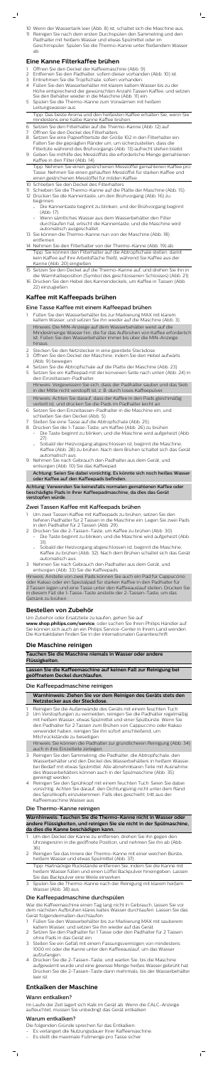10 Wenn der Wassertank leer (Abb. 8) ist, schaltet sich die Maschine aus.

11 Reinigen Sie nach dem ersten Durchspülen den Sammelring und den Padhalter mit heißem Wasser und etwas Spülmittel oder im Geschirrspüler. Spülen Sie die Thermo-Kanne unter fließendem Wasser ab.

## Eine Kanne Filterkaffee brühen

1 Öffnen Sie den Deckel der Kaffeemaschine (Abb. 9).

2 Entfernen Sie den Padhalter, sofern dieser vorhanden (Abb. 10) ist.

3 Entnehmen Sie die Tropfschale, sofern vorhanden.

4 Füllen Sie den Wasserbehälter mit kaltem Leitungswasser bis zu der Höhe entsprechend der gewünschten Anzahl Tassen Kaffee, und setzen Sie den Behälter wieder in die Maschine (Abb. 11) ein.

5 Spülen Sie die Thermo-Kanne zum Vorwärmen mit heißem Leitungswasser aus.

Tipp: Das beste Aroma und den heißesten Kaffee erhalten Sie, wenn Sie mindestens eine halbe Kanne Kaffee brühen.

6 Setzen Sie den Filterhalter auf die Thermo-Kanne (Abb. 12) auf.

7 Öffnen Sie den Deckel des Filterhalters.

8 Setzen Sie eine Papierfiltertüte der Größe 102 in den Filterhalter ein. Falten Sie die geprägten Ränder um, um sicherzustellen, dass die Filtertüte während des Brühvorgangs (Abb. 13) aufrecht stehen bleibt.

9 Geben Sie mithilfe des Messlöffels die erforderliche Menge gemahlenen Kaffee in den Filter (Abb. 14).

Tipp: Nehmen Sie einen gestrichenen Messlöffel gemahlenen Kaffee pro Tasse. Nehmen Sie einen gehäuften Messlöffel für starken Kaffee und einen gestrichenen Messlöffel für milden Kaffee.

10 Schließen Sie den Deckel des Filterhalters.

11 Schieben Sie die Thermo-Kanne auf die Platte der Maschine (Abb. 15).

12 Drücken Sie die Kannentaste, um den Brühvorgang (Abb. 16) zu beginnen.
- Die Kannentaste beginnt zu blinken, und der Brühvorgang beginnt (Abb. 17).
- Wenn sämtliches Wasser aus dem Wasserbehälter den Filter durchlaufen hat, erlischt die Kannentaste, und die Maschine wird automatisch ausgeschaltet.

13 Sie können die Thermo-Kanne nun von der Maschine (Abb. 18) entfernen.

14 Nehmen Sie den Filterhalter von der Thermo-Kanne (Abb. 19) ab.

Tipp: Sie können den Filterhalter auf die Abtropfschale stellen, damit kein Kaffee auf Ihre Arbeitsfläche fließt, während Sie Kaffee aus der Kanne (Abb. 20) eingießen.

15 Setzen Sie den Deckel auf die Thermo-Kanne auf, und drehen Sie ihn in die Warmhalteposition (Symbol des geschlossenen Schlosses) (Abb. 21).

16 Drücken Sie den Hebel des Kannendeckels, um Kaffee in Tassen (Abb. 22) einzugießen.

## Kaffee mit Kaffeepads brühen

### Eine Tasse Kaffee mit einem Kaffeepad brühen

1 Füllen Sie den Wasserbehälter bis zur Markierung MAX mit klarem kalten Wasser, und setzen Sie ihn wieder auf die Maschine (Abb. 3).

Hinweis: Die MIN-Anzeige auf dem Wasserbehälter weist auf die Mindestmenge Wasser hin, die für das Aufbrühen von Kaffee erforderlich ist. Füllen Sie den Wasserbehälter immer bis über die MIN-Anzeige hinaus.

2 Stecken Sie den Netzstecker in eine geerdete Steckdose.

3 Öffnen Sie den Deckel der Maschine, indem Sie den Hebel aufwärts (Abb. 9) bewegen.

4 Setzen Sie die Abtropfschale auf die Platte der Maschine (Abb. 23).

5 Setzen Sie ein Kaffeepad mit der konvexen Seite nach unten (Abb. 24) in den Einzeltassen-Padhalter.

Hinweis: Vergewissern Sie sich, dass der Padhalter sauber und das Sieb in der Mitte nicht verstopft ist, z. B. durch loses Kaffeepulver.

Hinweis: Achten Sie darauf, dass der Kaffee in dem Pad gleichmäßig verteilt ist, und drücken Sie die Pads im Padhalter leicht an.

6 Setzen Sie den Einzeltassen-Padhalter in die Maschine ein, und schließen Sie den Deckel (Abb. 5).

7 Stellen Sie eine Tasse auf die Abtropfschale (Abb. 25).

8 Drücken Sie die 1-Tassen-Taste, um Kaffee (Abb. 26) zu brühen.
- Die Taste beginnt zu blinken, und die Maschine wird aufgeheizt (Abb. 27).
- Sobald der Heizvorgang abgeschlossen ist, beginnt die Maschine, Kaffee (Abb. 28) zu brühen. Nach dem Brühen schaltet sich das Gerät automatisch aus.

9 Nehmen Sie nach Gebrauch den Padhalter aus dem Gerät, und entsorgen (Abb. 10) Sie das Kaffeepad.

**Achtung: Seien Sie dabei vorsichtig. Es könnte sich noch heißes Wasser oder Kaffee auf den Kaffeepads befinden.**

**Achtung: Verwenden Sie keinesfalls normalen gemahlenen Kaffee oder beschädigte Pads in Ihrer Kaffeepadmaschine, da dies das Gerät verstopfen würde.**

### Zwei Tassen Kaffee mit Kaffeepads brühen

1 Um zwei Tassen Kaffee mit Kaffeepads zu brühen, setzen Sie den tieferen Padhalter für 2 Tassen in die Maschine ein. Legen Sie zwei Pads in den Padhalter für 2 Tassen (Abb. 29).

2 Drücken Sie die 2-Tassen-Taste, um Kaffee zu brühen (Abb. 30).
- Die Taste beginnt zu blinken, und die Maschine wird aufgeheizt (Abb. 31).
- Sobald der Heizvorgang abgeschlossen ist, beginnt die Maschine, Kaffee zu brühen (Abb. 32). Nach dem Brühen schaltet sich das Gerät automatisch aus.

3 Nehmen Sie nach Gebrauch den Padhalter aus dem Gerät, und entsorgen (Abb. 33) Sie die Kaffeepads.

Hinweis: Anstelle von zwei Pads können Sie auch ein Pad für Cappuccino oder Kakao oder ein Spezialpad für starken Kaffee in den Padhalter für 2 Tassen legen und eine Tasse unter den Kaffeeauslauf stellen. Drücken Sie in diesem Fall die 1-Tasse-Taste anstelle der 2-Tassen-Taste, um das Getränk zu brühen.

## Bestellen von Zubehör

Um Zubehör oder Ersatzteile zu kaufen, gehen Sie auf **www.shop.philips.com/service**, oder suchen Sie Ihren Philips Händler auf. Sie können sich auch an ein Philips Service-Center in Ihrem Land wenden. Die Kontaktdaten finden Sie in der internationalen Garantieschrift.

## Die Maschine reinigen

**Tauchen Sie die Maschine niemals in Wasser oder andere Flüssigkeiten.**

**Lassen Sie die Kaffeemaschine auf keinen Fall zur Reinigung bei geöffnetem Deckel durchlaufen.**

### Die Kaffeepadmaschine reinigen

**Warnhinweis: Ziehen Sie vor dem Reinigen des Geräts stets den Netzstecker aus der Steckdose.**

1 Reinigen Sie die Außenwände des Geräts mit einem feuchten Tuch.

2 Um Verstopfungen zu vermeiden, reinigen Sie die Padhalter regelmäßig mit heißem Wasser, etwas Spülmittel und einer Spülbürste. Wenn Sie den Padhalter für 2 Tassen zum Brühen von Cappuccino oder Kakao verwendet haben, reinigen Sie ihn sofort anschließend, um Milchrückstände zu beseitigen.

Hinweis: Sie können die Padhalter zur gründlicheren Reinigung (Abb. 34) auch in ihre Einzelteile zerlegen.

3 Reinigen Sie den Sammelring, die Padhalter, die Abtropfschale, den Wasserbehälter und den Deckel des Wasserbehälters in heißem Wasser, bei Bedarf mit etwas Spülmittel. Alle abnehmbaren Teile mit Ausnahme des Wasserbehälters können auch in der Spülmaschine (Abb. 35) gereinigt werden.

4 Reinigen Sie den Sprühkopf mit einem feuchten Tuch. Seien Sie dabei vorsichtig. Achten Sie darauf, den Dichtungsring nicht unter dem Rand des Sprühkopfs einzuklemmen. Falls dies geschieht, tritt aus der Kaffeemaschine Wasser aus.

### Die Thermo-Kanne reinigen

**Warnhinweis: Tauchen Sie die Thermo-Kanne nicht in Wasser oder andere Flüssigkeiten ein, und reinigen Sie sie nicht in der Spülmaschine, da die Kanne beschädigt werden kann.**

1 Um den Deckel der Kanne zu entfernen, drehen Sie ihn gegen den Uhrzeigersinn in die geöffnete Position, und nehmen Sie ihn ab (Abb. 36).

2 Reinigen Sie das Innere der Thermo-Kanne mit einer weichen Bürste, heißem Wasser und etwas Spülmittel (Abb. 37).

Tipp: Hartnäckige Rückstände entfernen Sie, indem Sie die Kanne mit heißem Wasser füllen und einen Löffel Backpulver hineingeben. Lassen Sie das Backpulver eine Weile einwirken.

3 Spülen Sie die Thermo-Kanne nach der Reinigung mit klarem heißem Wasser (Abb. 38) aus.

### Die Kaffeepadmaschine durchspülen

War die Kaffeemaschine einen Tag lang nicht in Gebrauch, lassen Sie vor dem nächsten Aufbrühen klares Wasser durchlaufen. Lassen Sie das Gerät folgendermaßen durchlaufen:

1 Füllen Sie den Wasserbehälter bis zur Markierung MAX mit sauberem kalten Wasser, und setzen Sie ihn wieder auf das Gerät.

2 Setzen Sie den Padhalter für 1 Tasse oder den Padhalter für 2 Tassen ohne Pads in das Gerät ein.

3 Stellen Sie ein Gefäß mit einem Fassungsvermögen von mindestens 1000 ml oder die Kanne unter den Kaffeeauslauf, um das Wasser aufzufangen.

4 Drücken Sie die 2-Tassen-Taste, und warten Sie, bis die Maschine aufgewärmt wurde und eine gewisse Menge heißes Wasser gebrüht hat. Drücken Sie die 2-Tassen-Taste dann mehrmals, bis der Wasserbehälter leer ist.

## Entkalken der Maschine

### Wann entkalken?

Im Laufe der Zeit lagert sich Kalk im Gerät ab. Wenn die CALC-Anzeige aufleuchtet, müssen Sie unbedingt das Gerät entkalken.

### Warum entkalken?

Die folgenden Gründe sprechen für das Entkalken:
- Es verlängert die Nutzungsdauer Ihrer Kaffeemaschine.
- Es stellt die maximale Füllmenge pro Tasse sicher.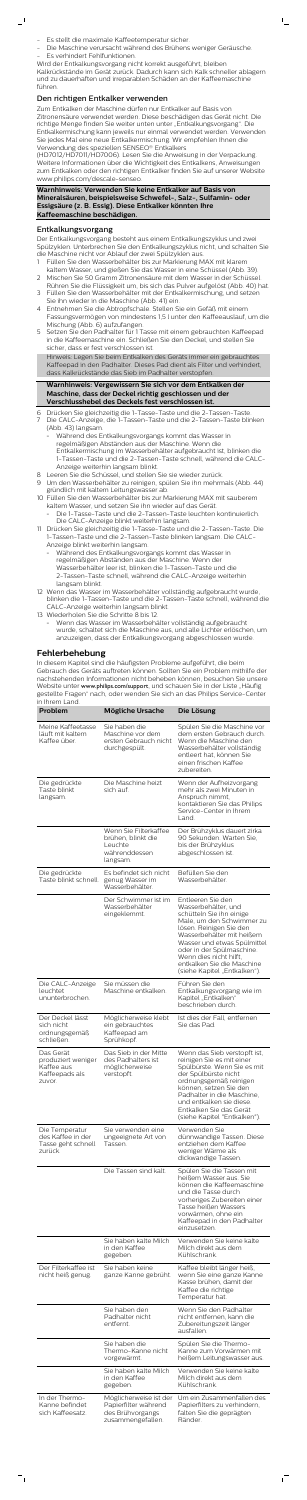- Es stellt die maximale Kaffeetemperatur sicher.
- Die Maschine verursacht während des Brühens weniger Geräusche.
- Es verhindert Fehlfunktionen.

Wird der Entkalkungsvorgang nicht korrekt ausgeführt, bleiben Kalkrückstände im Gerät zurück. Dadurch kann sich Kalk schneller ablagern und zu dauerhaften und irreparablen Schäden an der Kaffeemaschine führen.

## Den richtigen Entkalker verwenden

Zum Entkalken der Maschine dürfen nur Entkalker auf Basis von Zitronensäure verwendet werden. Diese beschädigen das Gerät nicht. Die richtige Menge finden Sie weiter unten unter „Entkalkungsvorgang". Die Entkalkermischung kann jeweils nur einmal verwendet werden. Verwenden Sie jedes Mal eine neue Entkalkermischung. Wir empfehlen Ihnen die Verwendung des speziellen SENSEO® Entkalkers (HD7012/HD7011/HD7006). Lesen Sie die Anweisung in der Verpackung. Weitere Informationen über die Wichtigkeit des Entkalkens, Anweisungen zum Entkalken oder den richtigen Entkalker finden Sie auf unserer Website www.philips.com/descale-senseo.

**Warnhinweis: Verwenden Sie keine Entkalker auf Basis von Mineralsäuren, beispielsweise Schwefel-, Salz-, Sulfamin- oder Essigsäure (z. B. Essig). Diese Entkalker könnten Ihre Kaffeemaschine beschädigen.**

## Entkalkungsvorgang

Der Entkalkungsvorgang besteht aus einem Entkalkungszyklus und zwei Spülzyklen. Unterbrechen Sie den Entkalkungszyklus nicht, und schalten Sie die Maschine nicht vor Ablauf der zwei Spülzyklen aus.

1. Füllen Sie den Wasserbehälter bis zur Markierung MAX mit klarem kaltem Wasser, und gießen Sie das Wasser in eine Schüssel (Abb. 39).
2. Mischen Sie 50 Gramm Zitronensäure mit dem Wasser in der Schüssel. Rühren Sie die Flüssigkeit um, bis sich das Pulver aufgelöst (Abb. 40) hat.
3. Füllen Sie den Wasserbehälter mit der Entkalkermischung, und setzen Sie ihn wieder in die Maschine (Abb. 41) ein.
4. Entnehmen Sie die Abtropfschale. Stellen Sie ein Gefäß mit einem Fassungsvermögen von mindestens 1,5 l unter den Kaffeeauslauf, um die Mischung (Abb. 6) aufzufangen.
5. Setzen Sie den Padhalter für 1 Tasse mit einem gebrauchten Kaffeepad in die Kaffeemaschine ein. Schließen Sie den Deckel, und stellen Sie sicher, dass er fest verschlossen ist.

Hinweis: Legen Sie beim Entkalken des Geräts immer ein gebrauchtes Kaffeepad in den Padhalter. Dieses Pad dient als Filter und verhindert, dass Kalkrückstände das Sieb im Padhalter verstopfen.

**Warnhinweis: Vergewissern Sie sich vor dem Entkalken der Maschine, dass der Deckel richtig geschlossen und der Verschlusshebel des Deckels fest verschlossen ist.**

6. Drücken Sie gleichzeitig die 1-Tasse-Taste und die 2-Tassen-Taste.
7. Die CALC-Anzeige, die 1-Tassen-Taste und die 2-Tassen-Taste blinken (Abb. 43) langsam.
   - Während des Entkalkungsvorgangs kommt das Wasser in regelmäßigen Abständen aus der Maschine. Wenn die Entkalkermischung im Wasserbehälter aufgebraucht ist, blinken die 1-Tassen-Taste und die 2-Tassen-Taste schnell, während die CALC-Anzeige weiterhin langsam blinkt.
8. Leeren Sie die Schüssel, und stellen Sie sie wieder zurück.
9. Um den Wasserbehälter zu reinigen, spülen Sie ihn mehrmals (Abb. 44) gründlich mit kaltem Leitungswasser ab.
10. Füllen Sie den Wasserbehälter bis zur Markierung MAX mit sauberem kaltem Wasser, und setzen Sie ihn wieder auf das Gerät.
    - Die 1-Tasse-Taste und die 2-Tassen-Taste leuchten kontinuierlich. Die CALC-Anzeige blinkt weiterhin langsam.
11. Drücken Sie gleichzeitig die 1-Tasse-Taste und die 2-Tassen-Taste. Die 1-Tassen-Taste und die 2-Tassen-Taste blinken langsam. Die CALC-Anzeige blinkt weiterhin langsam.
    - Während des Entkalkungsvorgangs kommt das Wasser in regelmäßigen Abständen aus der Maschine. Wenn der Wasserbehälter leer ist, blinken die 1-Tassen-Taste und die 2-Tassen-Taste schnell, während die CALC-Anzeige weiterhin langsam blinkt.
12. Wenn das Wasser im Wasserbehälter vollständig aufgebraucht wurde, blinken die 1-Tassen-Taste und die 2-Tassen-Taste schnell, während die CALC-Anzeige weiterhin langsam blinkt.
13. Wiederholen Sie die Schritte 8 bis 12.
    - Wenn das Wasser im Wasserbehälter vollständig aufgebraucht wurde, schaltet sich die Maschine aus, und alle Lichter erlöschen, um anzuzeigen, dass der Entkalkungsvorgang abgeschlossen wurde.

## Fehlerbehebung

In diesem Kapitel sind die häufigsten Probleme aufgeführt, die beim Gebrauch des Geräts auftreten können. Sollten Sie ein Problem mithilfe der nachstehenden Informationen nicht beheben können, besuchen Sie unsere Website unter **www.philips.com/support**, und schauen Sie in der Liste „Häufig gestellte Fragen" nach, oder wenden Sie sich an das Philips Service-Center in Ihrem Land.

| Problem | Mögliche Ursache | Die Lösung |
| --- | --- | --- |
| Meine Kaffeetasse läuft mit kaltem Kaffee über. | Sie haben die Maschine vor dem ersten Gebrauch nicht durchgespült. | Spülen Sie die Maschine vor dem ersten Gebrauch durch. Wenn die Maschine den Wasserbehälter vollständig entleert hat, können Sie einen frischen Kaffee zubereiten. |
| Die gedrückte Taste blinkt langsam. | Die Maschine heizt sich auf. | Wenn der Aufheizvorgang mehr als zwei Minuten in Anspruch nimmt, kontaktieren Sie das Philips Service-Center in Ihrem Land. |
| | Wenn Sie Filterkaffee brühen, blinkt die Leuchte währenddessen langsam. | Der Brühzyklus dauert zirka 90 Sekunden. Warten Sie, bis der Brühzyklus abgeschlossen ist. |
| Die gedrückte Taste blinkt schnell. | Es befindet sich nicht genug Wasser im Wasserbehälter. | Befüllen Sie den Wasserbehälter. |
| | Der Schwimmer ist im Wasserbehälter eingeklemmt. | Entleeren Sie den Wasserbehälter, und schütteln Sie ihn einige Male, um den Schwimmer zu lösen. Reinigen Sie den Wasserbehälter mit heißem Wasser und etwas Spülmittel oder in der Spülmaschine. Wenn dies nicht hilft, entkalken Sie die Maschine (siehe Kapitel „Entkalken"). |
| Die CALC-Anzeige leuchtet ununterbrochen. | Sie müssen die Maschine entkalken. | Führen Sie den Entkalkungsvorgang wie im Kapitel „Entkalken" beschrieben durch. |
| Der Deckel lässt sich nicht ordnungsgemäß schließen. | Möglicherweise klebt ein gebrauchtes Kaffeepad am Sprühkopf. | Ist dies der Fall, entfernen Sie das Pad. |
| Das Gerät produziert weniger Kaffee aus Kaffeepads als zuvor. | Das Sieb in der Mitte des Padhalters ist möglicherweise verstopft. | Wenn das Sieb verstopft ist, reinigen Sie es mit einer Spülbürste. Wenn Sie es mit der Spülbürste nicht ordnungsgemäß reinigen können, setzen Sie den Padhalter in die Maschine, und entkalken Sie diese. Entkalken Sie das Gerät (siehe Kapitel "Entkalken"). |
| Die Temperatur des Kaffees in der Tasse geht schnell zurück. | Sie verwenden eine ungeeignete Art von Tassen. | Verwenden Sie dünnwandige Tassen. Diese entziehen dem Kaffee weniger Wärme als dickwandige Tassen. |
| | Die Tassen sind kalt. | Spülen Sie die Tassen mit heißem Wasser aus. Sie können die Kaffeemaschine und die Tasse durch vorheriges Zubereiten einer Tasse heißen Wassers vorwärmen, ohne ein Kaffeepad in den Padhalter einzusetzen. |
| | Sie haben kalte Milch in den Kaffee gegeben. | Verwenden Sie keine kalte Milch direkt aus dem Kühlschrank. |
| Der Filterkaffee ist nicht heiß genug. | Sie haben keine ganze Kanne gebrüht. | Kaffee bleibt länger heiß, wenn Sie eine ganze Kanne Kasse brühen, damit der Kaffee die richtige Temperatur hat. |
| | Sie haben den Padhalter nicht entfernt. | Wenn Sie den Padhalter nicht entfernen, kann die Zubereitungszeit länger ausfallen. |
| | Sie haben die Thermo-Kanne nicht vorgewärmt. | Spülen Sie die Thermo-Kanne zum Vorwärmen mit heißem Leitungswasser aus. |
| | Sie haben kalte Milch in den Kaffee gegeben. | Verwenden Sie keine kalte Milch direkt aus dem Kühlschrank. |
| In der Thermo-Kanne befindet sich Kaffeesatz. | Möglicherweise ist der Papierfilter während des Brühvorgangs zusammengefallen. | Um ein Zusammenfallen des Papierfilters zu verhindern, falten Sie die geprägten Ränder. |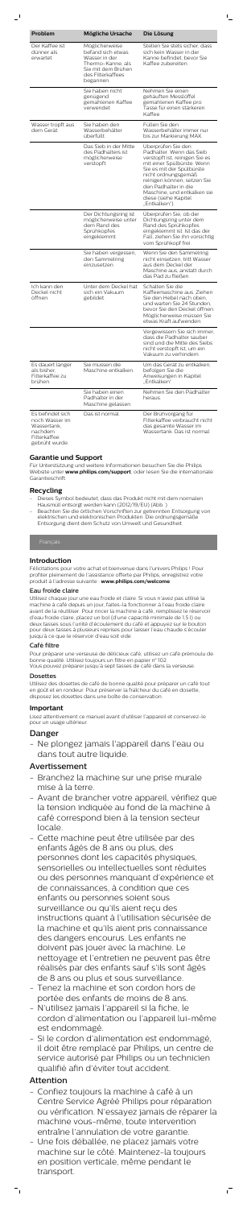| Problem | Mögliche Ursache | Die Lösung |
|---|---|---|
| Der Kaffee ist dünner als erwartet | Möglicherweise befand sich etwas Wasser in der Thermo-Kanne, als Sie mit dem Brühen des Filterkaffees begannen | Stellen Sie stets sicher, dass sich kein Wasser in der Kanne befindet, bevor Sie Kaffee zubereiten. |
| | Sie haben nicht genügend gemahlenen Kaffee verwendet | Nehmen Sie einen gehäuften Messlöffel gemahlenen Kaffee pro Tasse für einen stärkeren Kaffee. |
| Wasser tropft aus dem Gerät | Sie haben den Wasserbehälter überfüllt. | Füllen Sie den Wasserbehälter immer nur bis zur Markierung MAX. |
| | Das Sieb in der Mitte des Padhalters ist möglicherweise verstopft | Überprüfen Sie den Padhalter. Wenn das Sieb verstopft ist, reinigen Sie es mit einer Spülbürste. Wenn Sie es mit der Spülbürste nicht ordnungsgemäß reinigen können, setzen Sie den Padhalter in die Maschine, und entkalken sie diese (siehe Kapitel „Entkalken"). |
| | Der Dichtungsring ist möglicherweise unter dem Rand des Sprühkopfes eingeklemmt. | Überprüfen Sie, ob der Dichtungsring unter dem Rand des Sprühkopfes eingeklemmt ist. Ist das der Fall, ziehen Sie ihn vorsichtig vom Sprühkopf frei. |
| | Sie haben vergessen, den Sammelring einzusetzen. | Wenn Sie den Sammelring nicht einsetzen, tritt Wasser aus dem Deckel der Maschine aus, anstatt durch das Pad zu fließen. |
| Ich kann den Deckel nicht öffnen. | Unter dem Deckel hat sich ein Vakuum gebildet | Schalten Sie die Kaffeemaschine aus. Ziehen Sie den Hebel nach oben, und warten Sie 24 Stunden, bevor Sie den Deckel öffnen. Möglicherweise müssen Sie etwas Kraft aufwenden. |
| | | Vergewissern Sie sich immer, dass die Padhalter sauber sind und die Mitte des Siebs nicht verstopft ist, um ein Vakuum zu verhindern. |
| Es dauert länger als bisher, Filterkaffee zu brühen. | Sie müssen die Maschine entkalken. | Um das Gerät zu entkalken, befolgen Sie die Anweisungen in Kapitel „Entkalken". |
| | Sie haben einen Padhalter in der Maschine gelassen | Nehmen Sie den Padhalter heraus. |
| Es befindet sich noch Wasser im Wassertank, nachdem Filterkaffee gebrüht wurde | Das ist normal. | Der Brühvorgang für Filterkaffee verbraucht nicht das gesamte Wasser im Wassertank. Das ist normal. |

### Garantie und Support

Für Unterstützung und weitere Informationen besuchen Sie die Philips Website unter **www.philips.com/support**, oder lesen Sie die internationale Garantieschrift.

### Recycling

- Dieses Symbol bedeutet, dass das Produkt nicht mit dem normalen Hausmüll entsorgt werden kann (2012/19/EU) (Abb. ).
- Beachten Sie die örtlichen Vorschriften zur getrennten Entsorgung von elektrischen und elektronischen Produkten. Die ordnungsgemäße Entsorgung dient dem Schutz von Umwelt und Gesundheit.

## Français

### Introduction

Félicitations pour votre achat et bienvenue dans l'univers Philips ! Pour profiter pleinement de l'assistance offerte par Philips, enregistrez votre produit à l'adresse suivante : **www.philips.com/welcome**.

#### Eau froide claire

Utilisez chaque jour une eau froide et claire. Si vous n'avez pas utilisé la machine à café depuis un jour, faites-la fonctionner à l'eau froide claire avant de la réutiliser. Pour rincer la machine à café, remplissez le réservoir d'eau froide claire, placez un bol d'une capacité minimale de 1,5 l ou deux tasses sous l'unité d'écoulement du café et appuyez sur le bouton pour deux tasses à plusieurs reprises pour laisser l'eau chaude s'écouler jusqu'à ce que le réservoir d'eau soit vide.

#### Café filtre

Pour préparer une verseuse de délicieux café, utilisez un café prémoulu de bonne qualité. Utilisez toujours un filtre en papier n° 102.
Vous pouvez préparer jusqu'à sept tasses de café dans la verseuse.

#### Dosettes

Utilisez des dosettes de café de bonne qualité pour préparer un café tout en goût et en rondeur. Pour préserver la fraîcheur du café en dosette, disposez les dosettes dans une boîte de conservation.

### Important

Lisez attentivement ce manuel avant d'utiliser l'appareil et conservez-le pour un usage ultérieur.

### Danger

- Ne plongez jamais l'appareil dans l'eau ou dans tout autre liquide.

### Avertissement

- Branchez la machine sur une prise murale mise à la terre.
- Avant de brancher votre appareil, vérifiez que la tension indiquée au fond de la machine à café correspond bien à la tension secteur locale.
- Cette machine peut être utilisée par des enfants âgés de 8 ans ou plus, des personnes dont les capacités physiques, sensorielles ou intellectuelles sont réduites ou des personnes manquant d'expérience et de connaissances, à condition que ces enfants ou personnes soient sous surveillance ou qu'ils aient reçu des instructions quant à l'utilisation sécurisée de la machine et qu'ils aient pris connaissance des dangers encourus. Les enfants ne doivent pas jouer avec la machine. Le nettoyage et l'entretien ne peuvent pas être réalisés par des enfants sauf s'ils sont âgés de 8 ans ou plus et sous surveillance.
- Tenez la machine et son cordon hors de portée des enfants de moins de 8 ans.
- N'utilisez jamais l'appareil si la fiche, le cordon d'alimentation ou l'appareil lui-même est endommagé.
- Si le cordon d'alimentation est endommagé, il doit être remplacé par Philips, un centre de service autorisé par Philips ou un technicien qualifié afin d'éviter tout accident.

### Attention

- Confiez toujours la machine à café à un Centre Service Agréé Philips pour réparation ou vérification. N'essayez jamais de réparer la machine vous-même, toute intervention entraîne l'annulation de votre garantie.
- Une fois déballée, ne placez jamais votre machine sur le côté. Maintenez-la toujours en position verticale, même pendant le transport.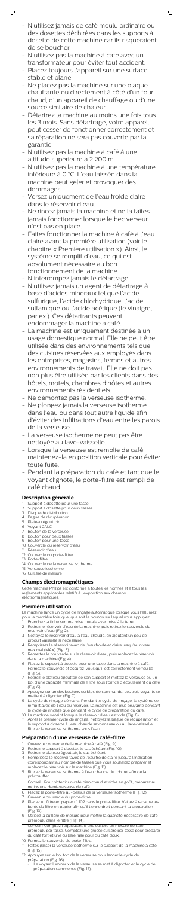- N'utilisez jamais de café moulu ordinaire ou des dosettes déchirées dans les supports à dosette de cette machine car ils risqueraient de se boucher.
- N'utilisez pas la machine à café avec un transformateur pour éviter tout accident.
- Placez toujours l'appareil sur une surface stable et plane.
- Ne placez pas la machine sur une plaque chauffante ou directement à côté d'un four chaud, d'un appareil de chauffage ou d'une source similaire de chaleur.
- Détartrez la machine au moins une fois tous les 3 mois. Sans détartrage, votre appareil peut cesser de fonctionner correctement et sa réparation ne sera pas couverte par la garantie.
- N'utilisez pas la machine à café à une altitude supérieure à 2 200 m.
- N'utilisez pas la machine à une température inférieure à 0 °C. L'eau laissée dans la machine peut geler et provoquer des dommages.
- Versez uniquement de l'eau froide claire dans le réservoir d'eau.
- Ne rincez jamais la machine et ne la faites jamais fonctionner lorsque le bec verseur n'est pas en place.
- Faites fonctionner la machine à café à l'eau claire avant la première utilisation (voir le chapitre « Première utilisation »). Ainsi, le système se remplit d'eau, ce qui est absolument nécessaire au bon fonctionnement de la machine.
- N'interrompez jamais le détartrage.
- N'utilisez jamais un agent de détartrage à base d'acides minéraux tel que l'acide sulfurique, l'acide chlorhydrique, l'acide sulfamique ou l'acide acétique (le vinaigre, par ex.). Ces détartrants peuvent endommager la machine à café.
- La machine est uniquement destinée à un usage domestique normal. Elle ne peut être utilisée dans des environnements tels que des cuisines réservées aux employés dans les entreprises, magasins, fermes et autres environnements de travail. Elle ne doit pas non plus être utilisée par les clients dans des hôtels, motels, chambres d'hôtes et autres environnements résidentiels.
- Ne démontez pas la verseuse isotherme.
- Ne plongez jamais la verseuse isotherme dans l'eau ou dans tout autre liquide afin d'éviter des infiltrations d'eau entre les parois de la verseuse.
- La verseuse isotherme ne peut pas être nettoyée au lave-vaisselle.
- Lorsque la verseuse est remplie de café, maintenez-la en position verticale pour éviter toute fuite.
- Pendant la préparation du café et tant que le voyant clignote, le porte-filtre est rempli de café chaud.

## Description générale

1. Support à dosette pour une tasse
2. Support à dosette pour deux tasses
3. Disque de distribution
4. Bague de récupération
5. Plateau égouttoir
6. Voyant CALC
7. Bouton de la verseuse
8. Bouton pour deux tasses
9. Bouton pour une tasse
10. Couvercle du réservoir d'eau
11. Réservoir d'eau
12. Couvercle du porte-filtre
13. Porte-filtre
14. Couvercle de la verseuse isotherme
15. Verseuse isotherme
16. Cuillère de mesure

## Champs électromagnétiques

Cette machine Philips est conforme à toutes les normes et à tous les règlements applicables relatifs à l'exposition aux champs électromagnétiques.

## Première utilisation

La machine lance un cycle de rinçage automatique lorsque vous l'allumez pour la première fois, quel que soit le bouton sur lequel vous appuyez.

1. Branchez la fiche sur une prise murale avec mise à la terre.
2. Retirez le réservoir d'eau de la machine, puis retirez le couvercle du réservoir d'eau (Fig. 2).
3. Nettoyez le réservoir d'eau à l'eau chaude, en ajoutant un peu de produit vaisselle si nécessaire.
4. Remplissez le réservoir avec de l'eau froide et claire jusqu'au niveau maximal (MAX) (Fig. 3).
5. Remettez le couvercle sur le réservoir d'eau, puis replacez le réservoir dans la machine (Fig. 4).
6. Placez le support à dosette pour une tasse dans la machine à café. Fermez le couvercle et assurez-vous qu'il est correctement verrouillé (Fig. 5).
7. Retirez le plateau égouttoir de son support et mettez la verseuse ou un bol d'une capacité minimale de 1 litre sous l'orifice d'écoulement du café (Fig. 6).
8. Appuyez sur un des boutons du bloc de commande. Les trois voyants se mettent à clignoter (Fig. 7).
9. Le cycle de rinçage démarre. Pendant le cycle de rinçage, le système se remplit avec de l'eau du réservoir. La machine est plus bruyante pendant le cycle de rinçage que pendant le cycle de préparation du café.
10. La machine s'éteint lorsque le réservoir d'eau est vide (Fig. 8).
11. Après le premier cycle de rinçage, nettoyez la bague de récupération et le support à dosette à l'eau chaude savonneuse ou au lave-vaisselle. Rincez la verseuse isotherme sous l'eau.

## Préparation d'une verseuse de café-filtre

1. Ouvrez le couvercle de la machine à café (Fig. 9).
2. Retirez le support à dosette, le cas échéant (Fig. 10).
3. Retirez le plateau égouttoir, le cas échéant.
4. Remplissez le réservoir avec de l'eau froide claire jusqu'à l'indication correspondant au nombre de tasses que vous souhaitez préparer et replacez le réservoir sur la machine (Fig. 11).
5. Rincez la verseuse isotherme à l'eau chaude du robinet afin de la préchauffer.

Conseil : Pour obtenir un café bien chaud et riche en goût, préparez au moins une demi-verseuse de café.

6. Placez le porte-filtre au-dessus de la verseuse isotherme (Fig. 12).
7. Ouvrez le couvercle du porte-filtre.
8. Placez un filtre en papier n° 102 dans le porte-filtre. Veillez à rabattre les bords du filtre en papier afin qu'il tienne droit pendant la préparation (Fig. 13).
9. Utilisez la cuillère de mesure pour mettre la quantité nécessaire de café prémoulu dans le filtre (Fig. 14).

Conseil : Comptez l'équivalent d'une cuillère de mesure de café prémoulu par tasse. Comptez une grosse cuillère par tasse pour préparer du café fort et une cuillère rase pour du café doux.

10. Fermez le couvercle du porte-filtre.
11. Faites glisser la verseuse isotherme sur le support de la machine à café (Fig. 15).
12. Appuyez sur le bouton de la verseuse pour lancer le cycle de préparation (Fig. 16).
    - Le voyant lumineux de la verseuse se met à clignoter et le cycle de préparation commence (Fig. 17).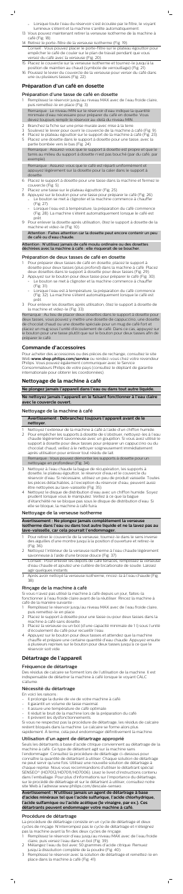- Lorsque toute l'eau du réservoir s'est écoulée par le filtre, le voyant lumineux s'éteint et la machine s'arrête automatiquement.

13 Vous pouvez maintenant retirer la verseuse isotherme de la machine à café (fig. 18).

14 Retirez le porte-filtre de la verseuse isotherme (fig. 19).

Conseil : Vous pouvez placer le porte-filtre sur le plateau égouttoir pour empêcher le café de couler sur le plan de travail pendant que vous versez du café avec la verseuse (fig. 20).

15 Placez le couvercle sur la verseuse isotherme et tournez-le jusqu'à la position de maintien au chaud (symbole de verrouillage) (fig. 21).

16 Poussez le levier du couvercle de la verseuse pour verser du café dans une ou plusieurs tasses (fig. 22).

## Préparation d'un café en dosette

### Préparation d'une tasse de café en dosette

1 Remplissez le réservoir jusqu'au niveau MAX avec de l'eau froide claire, puis remettez-le en place (fig. 3).

Remarque : Le niveau MIN sur le réservoir d'eau indique la quantité minimale d'eau nécessaire pour préparer du café en dosette. Vous devez toujours remplir le réservoir au-delà du niveau MIN.

2 Branchez la fiche sur une prise murale avec mise à la terre.

3 Soulevez le levier pour ouvrir le couvercle de la machine à café (fig. 9).

4 Placez le plateau égouttoir sur le support de la machine à café (fig. 23).

5 Placez une dosette dans le support à dosette pour une tasse, avec la partie bombée vers le bas (fig. 24).

Remarque : Assurez-vous que le support à dosette est propre et que le tamis au milieu du support à dosette n'est pas bouché (par du café, par exemple).

Remarque : Assurez-vous que le café est réparti uniformément et appuyez légèrement sur la dosette pour la caler dans le support à dosette.

6 Placez le support à dosette pour une tasse dans la machine et fermez le couvercle (fig. 5).

7 Placez une tasse sur le plateau égouttoir (fig. 25).

8 Appuyez sur le bouton pour une tasse pour préparer le café (fig. 26).
   - Le bouton se met à clignoter et la machine commence à chauffer (fig. 27).
   - Lorsque l'eau est à température, la préparation du café commence (fig. 28). La machine s'éteint automatiquement lorsque le café est prêt.

9 Pour enlever la dosette après utilisation, ôtez le support à dosette de la machine et videz-le (fig. 10).

**Attention : Faites attention car la dosette peut encore contenir un peu de café ou d'eau chaude.**

**Attention : N'utilisez jamais de café moulu ordinaire ou des dosettes déchirées avec la machine à café : elle risquerait de se boucher.**

### Préparation de deux tasses de café en dosette

1 Pour préparer deux tasses de café en dosette, placez le support à dosette pour deux tasses (plus profond) dans la machine à café. Placez deux dosettes dans le support à dosette pour deux tasses (fig. 29).

2 Appuyez sur le bouton pour deux tasses pour préparer le café (fig. 30).
   - Le bouton se met à clignoter et la machine commence à chauffer (fig. 31).
   - Lorsque l'eau est à température, la préparation du café commence (fig. 32). La machine s'éteint automatiquement lorsque le café est prêt.

3 Pour enlever les dosettes après utilisation, ôtez le support à dosette de la machine et videz-le (fig. 33).

Remarque : Au lieu de placer deux dosettes dans le support à dosette pour deux tasses, vous pouvez y mettre une dosette de cappuccino, une dosette de chocolat chaud ou une dosette spéciale pour un mug de café fort et placer un mug sous l'unité d'écoulement de café. Dans ce cas, appuyez sur le bouton pour une tasse plutôt que sur le bouton pour deux tasses afin de préparer le café.

## Commande d'accessoires

Pour acheter des accessoires ou des pièces de rechange, consultez le site Web **www.shop.philips.com/service** ou rendez-vous chez votre revendeur Philips. Vous pouvez également communiquer avec le Service Consommateurs Philips de votre pays (consultez le dépliant de garantie internationale pour obtenir les coordonnées).

## Nettoyage de la machine à café

**Ne plongez jamais l'appareil dans l'eau ou dans tout autre liquide.**

**Ne nettoyez jamais l'appareil en le faisant fonctionner à l'eau claire avec le couvercle ouvert.**

### Nettoyage de la machine à café

**Avertissement : Débranchez toujours l'appareil avant de le nettoyer.**

1 Nettoyez l'extérieur de la machine à café à l'aide d'un chiffon humide.

2 Pour empêcher les supports à dosette de s'obstruer, nettoyez-les à l'eau chaude légèrement savonneuse avec un goupillon. Si vous avez utilisé le support à dosette pour deux tasses pour préparer un cappuccino ou du chocolat chaud, veillez à le nettoyer soigneusement immédiatement après utilisation pour enlever tout résidu de lait.

Remarque : Vous pouvez démonter les supports à dosette pour un nettoyage en profondeur (fig. 34).

3 Nettoyez à l'eau chaude la bague de récupération, les supports à dosette, le plateau égouttoir, le réservoir d'eau et le couvercle du réservoir d'eau. Si nécessaire, utilisez un peu de produit vaisselle. Toutes les pièces détachables, à l'exception du réservoir d'eau, peuvent aussi être nettoyées au lave-vaisselle (fig. 35).

4 Nettoyez le disque de distribution d'eau avec un chiffon humide. Soyez prudent lorsque vous le manipulez. Veillez à ce que la bague d'étanchéité ne se bloque pas sous le disque de distribution d'eau. Si elle se bloque, la machine a de fuite.

### Nettoyage de la verseuse isotherme

**Avertissement : Ne plongez jamais complètement la verseuse isotherme dans de l'eau ou dans tout autre liquide et ne la lavez pas au lave-vaisselle, car cela pourrait l'endommager.**

1 Pour retirer le couvercle de la verseuse, tournez-le dans le sens inverse des aiguilles d'une montre jusqu'à la position d'ouverture et retirez-le (fig. 36).

2 Nettoyez l'intérieur de la verseuse isotherme à l'eau chaude légèrement savonneuse à l'aide d'une brosse douce (fig. 37).

Conseil : Pour enlever les dépôts de café tenaces, remplissez la verseuse d'eau chaude et ajoutez une cuillère de bicarbonate de soude. Laissez agir quelques instants.

3 Après avoir nettoyé la verseuse isotherme, rincez-la à l'eau chaude (fig. 38).

### Rinçage de la machine à café

Si vous n'avez pas utilisé la machine à café depuis un jour, faites-la fonctionner à l'eau froide claire avant de la réutiliser. Rincez la machine à café de la manière suivante :

1 Remplissez le réservoir jusqu'au niveau MAX avec de l'eau froide claire, puis remettez-le en place.

2 Placez le support à dosette pour une tasse ou pour deux tasses dans la machine à café sans dosette.

3 Placez la verseuse ou un bol (d'une capacité minimale de 1 l) sous l'unité d'écoulement du café pour recueillir l'eau.

4 Appuyez sur le bouton pour deux tasses et attendez que la machine chauffe et prépare une certaine quantité d'eau chaude. Appuyez ensuite à plusieurs reprises sur le bouton pour deux tasses jusqu'à ce que le réservoir soit vide.

## Détartrage de l'appareil

### Fréquence de détartrage

Des résidus de calcaire se forment lors de l'utilisation de la machine. Il est indispensable de détartrer la machine à café lorsque le voyant CALC s'allume.

### Nécessité du détartrage

En voici les raisons :
- Il prolonge la durée de vie de votre machine à café.
- Il garantit un volume de tasse maximal.
- Il assure une température de café optimale.
- Il réduit le bruit de la machine lors de la préparation du café.
- Il prévient les dysfonctionnements.

Si vous ne respectez pas la procédure de détartrage, les résidus de calcaire restent bloqués dans la machine. Le calcaire se forme alors plus rapidement. À terme, cela peut endommager définitivement la machine.

### Utilisation d'un agent de détartrage approprié

Seuls les détartrants à base d'acide citrique conviennent au détartrage de la machine à café. Ce type de détartrant agit sur la machine sans l'endommager. Consultez la procédure de détartrage ci-dessous pour connaître la quantité de détartrant à utiliser. Chaque solution de détartrage ne peut servir qu'une fois. Utilisez une nouvelle solution de détartrage à chaque reprise. Nous vous recommandons d'utiliser le détartrant spécial SENSEO® (HD7012/HD7011/HD7006). Lisez le livret d'instructions contenu dans l'emballage. Pour plus d'informations sur l'importance du détartrage, sur le procédé de détartrage et sur le détartrant à utiliser, consultez notre site Web à l'adresse www.philips.com/descale-senseo.

**Avertissement : N'utilisez jamais un agent de détartrage à base d'acides minéraux tel que l'acide sulfurique, l'acide chlorhydrique, l'acide sulfamique ou l'acide acétique (le vinaigre, par ex.). Ces détartrants peuvent endommager votre machine à café.**

### Procédure de détartrage

La procédure de détartrage consiste en un cycle de détartrage et deux cycles de rinçage. N'interrompez pas le cycle de détartrage et n'éteignez pas la machine avant la fin des deux cycles de rinçage.

1 Remplissez le réservoir d'eau jusqu'au niveau MAX avec de l'eau froide claire, puis versez l'eau dans un bol (fig. 39).

2 Mélangez l'eau du bol avec 50 grammes d'acide citrique. Remuez jusqu'à dissolution complète de la poudre (fig. 40).

3 Remplissez le réservoir avec la solution de détartrage et remettez-le en place dans la machine à café (fig. 41).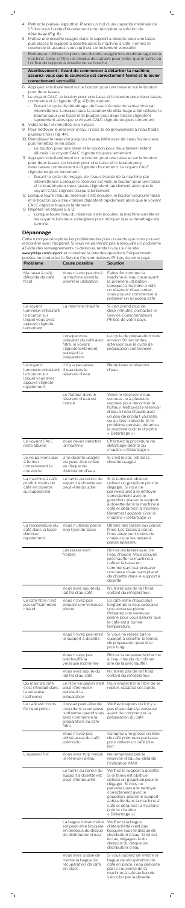4 Retirez le plateau égouttoir. Placez un bol d'une capacité minimale de 1,5 litre sous l'unité d'écoulement pour récupérer la solution de détartrage (Fig. 6).
5 Mettez une dosette usagée dans le support à dosette pour une tasse, puis placez le support à dosette dans la machine à café. Fermez le couvercle et assurez-vous qu'il est correctement verrouillé.

Remarque : Utilisez toujours une dosette usagée lors du détartrage de la machine. Celle-ci filtre les résidus de calcaire pour éviter que le tamis ou l'orifice du support à dosette ne se bouche.

**Avertissement : Avant de commencer à détartrer la machine, assurez-vous que le couvercle est correctement fermé et le levier correctement verrouillé.**

6 Appuyez simultanément sur le bouton pour une tasse et sur le bouton pour deux tasses.
7 Le voyant CALC, le bouton pour une tasse et le bouton pour deux tasses commencent à clignoter (Fig. 43) doucement.
   - Durant le cycle de détartrage, de l'eau s'écoule de la machine par intermittence. Lorsque toute la solution de détartrage a été utilisée, le bouton pour une tasse et le bouton pour deux tasses clignotent rapidement alors que le voyant CALC clignote toujours lentement.
8 Videz le bol et remettez-le en place.
9 Pour nettoyer le réservoir d'eau, rincez-le soigneusement à l'eau froide plusieurs fois (Fig. 44).
10 Remplissez le réservoir jusqu'au niveau MAX avec de l'eau froide claire, puis remettez-le en place.
   - Le bouton pour une tasse et le bouton pour deux tasses restent allumés. Le voyant CALC clignote toujours lentement.
11 Appuyez simultanément sur le bouton pour une tasse et sur le bouton pour deux tasses. Le bouton pour une tasse et le bouton pour deux tasses commencent à clignoter doucement. Le voyant CALC clignote toujours lentement.
   - Durant le cycle de rinçage, de l'eau s'écoule de la machine par intermittence. Lorsque le réservoir est vide, le bouton pour une tasse et le bouton pour deux tasses clignotent rapidement alors que le voyant CALC clignote toujours lentement.
12 Lorsque toute l'eau du réservoir s'est écoulée, le bouton pour une tasse et le bouton pour deux tasses clignotent rapidement alors que le voyant CALC clignote toujours lentement.
13 Répétez les étapes 8 à 12.
   - Lorsque toute l'eau du réservoir s'est écoulée, la machine s'arrête et les voyants lumineux s'éteignent pour indiquer que le détartrage est terminé.

## Dépannage

Cette rubrique récapitule les problèmes les plus courants que vous pouvez rencontrer avec l'appareil. Si vous ne parvenez pas à résoudre un problème à l'aide des renseignements ci-dessous, rendez-vous sur le site **www.philips.com/support** et consultez la liste des questions fréquemment posées ou contactez le Service Consommateurs Philips de votre pays.

| Problème | Cause possible | Solution |
|---|---|---|
| Ma tasse à café déborde de café froid. | Vous n'avez pas rincé la machine avant la première utilisation. | Faites fonctionner la machine à l'eau claire avant la première utilisation. Lorsque la machine a vidé un réservoir d'eau entier, vous pouvez commencer à préparer un nouveau café. |
| Le voyant lumineux entourant le bouton sur lequel vous avez appuyé clignote lentement. | La machine chauffe. | Si ceci prend plus de deux minutes, contactez le Service Consommateurs Philips de votre pays. |
| | Lorsque vous préparez du café avec filtre, le voyant clignote lentement pendant la préparation. | Le cycle de préparation dure environ 90 secondes, attendez que le cycle de préparation soit terminé. |
| Le voyant lumineux entourant le bouton sur lequel vous avez appuyé clignote rapidement. | Il n'y a pas assez d'eau dans le réservoir d'eau. | Remplissez le réservoir d'eau. |
| | Le flotteur dans le réservoir d'eau est coincé. | Videz le réservoir d'eau, secouez-le à plusieurs reprises pour décoincer le flotteur. Nettoyez le réservoir d'eau à l'eau chaude avec un peu de produit vaisselle, ou au lave-vaisselle. Si le problème persiste, détartrez la machine (voir le chapitre « Détartrage »). |
| Le voyant CALC reste allumé. | Vous devez détartrer la machine. | Effectuez la procédure de détartrage décrite au chapitre « Détartrage ». |
| Je ne parviens pas à fermer correctement le couvercle. | Une dosette usagée est peut-être collée au disque de distribution d'eau. | Si c'est le cas, retirez la dosette usagée. |
| La machine à café produit moins de café en dosette qu'auparavant. | Le tamis au centre du support à dosette est peut-être bouché. | Si le tamis est obstrué, utilisez un goupillon pour le dégager. Si vous ne parvenez pas à le nettoyer correctement avec le goupillon, placez le support à dosette dans la machine à café et détartrez la machine. Détartrez l'appareil (voir le chapitre « Détartrage »). |
| La température du café dans la tasse diminue rapidement. | Vous n'utilisez pas le bon type de tasse. | Utilisez des tasses aux parois fines. Les tasses à parois fines absorbent moins de chaleur que les tasses à parois épaisses. |
| | Les tasses sont froides. | Rincez les tasses avec de l'eau chaude. Vous pouvez préchauffer la machine à café et la tasse en commençant par préparer une tasse d'eau sans placer de dosette dans le support à dosette. |
| | Vous avez ajouté du lait froid au café. | N'utilisez pas de lait froid sortant du réfrigérateur. |
| Le café filtre n'est pas suffisamment chaud. | Vous n'avez pas préparé une verseuse pleine. | Le café reste chaud plus longtemps si vous préparez une verseuse pleine. Préparez une verseuse pleine pour vous assurer que le café est à bonne température. |
| | Vous n'avez pas retiré le support à dosette. | Si vous ne retirez pas le support à dosette, le temps de préparation peut être plus long. |
| | Vous n'avez pas préchauffé la verseuse isotherme. | Rincez la verseuse isotherme à l'eau chaude du robinet afin de la préchauffer. |
| | Vous avez ajouté du lait froid au café. | N'utilisez pas de lait froid sortant du réfrigérateur. |
| Du marc de café s'est introduit dans la verseuse isotherme. | Le filtre en papier s'est peut-être replié pendant la préparation. | Pour empêcher le filtre de se replier, rabattez ses bords. |
| Le café est moins fort que prévu. | Il restait peut-être de l'eau dans la verseuse isotherme quand vous avez commencé la préparation du café filtre. | Vérifiez toujours qu'il n'y a pas d'eau dans la verseuse avant de commencer la préparation du café. |
| | Vous n'avez pas utilisé assez de café prémoulu. | Comptez une grosse cuillère de café prémoulu par tasse pour obtenir un café plus fort. |
| L'appareil fuit. | Vous avez trop rempli le réservoir d'eau. | Ne remplissez pas le réservoir d'eau au-delà de l'indication MAX. |
| | Le tamis au centre du support à dosette est peut-être bouché. | Vérifiez le support à dosette. Si le tamis est obstrué, utilisez un goupillon pour le dégager. Si vous ne parvenez pas à le nettoyer correctement avec le goupillon, placez le support à dosette dans la machine à café et détartrez la machine (voir le chapitre « Détartrage »). |
| | La bague d'étanchéité est peut-être bloquée en dessous du disque de distribution d'eau. | Vérifiez si la bague d'étanchéité n'est pas bloquée sous le disque de distribution d'eau. Si tel est le cas, dégagez-la du dessous du disque de distribution d'eau. |
| | Vous avez oublié de mettre la bague de récupération de café en place. | Si vous oubliez de mettre la bague de récupération de café en place, l'eau déborde par le couvercle de la machine à café au lieu de s'écouler par la dosette. |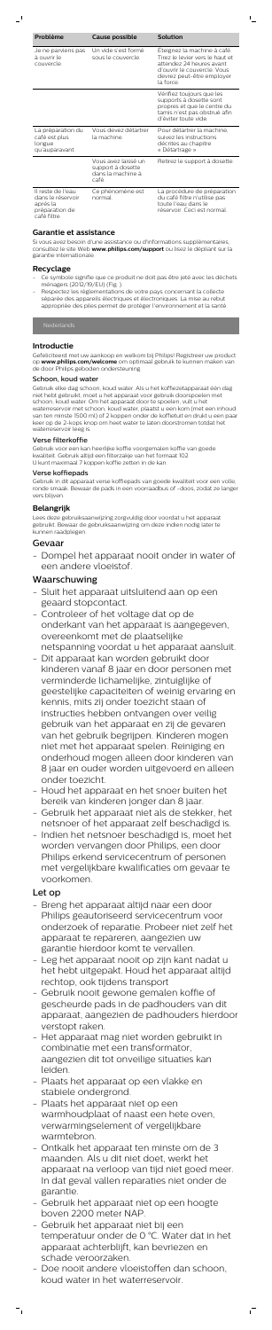| Problème | Cause possible | Solution |
| --- | --- | --- |
| Je ne parviens pas à ouvrir le couvercle. | Un vide s'est formé sous le couvercle. | Éteignez la machine à café. Tirez le levier vers le haut et attendez 24 heures avant d'ouvrir le couvercle. Vous devrez peut-être employer la force. |
| | | Vérifiez toujours que les supports à dosette sont propres et que le centre du tamis n'est pas obstrué afin d'éviter toute vide. |
| La préparation du café est plus longue qu'auparavant. | Vous devez détartrer la machine. | Pour détartrer la machine, suivez les instructions décrites au chapitre « Détartrage ». |
| | Vous avez laissé un support à dosette dans la machine à café. | Retirez le support à dosette. |
| Il reste de l'eau dans le réservoir après la préparation de café filtre. | Ce phénomène est normal. | La procédure de préparation du café filtre n'utilise pas toute l'eau dans le réservoir. Ceci est normal. |

## Garantie et assistance

Si vous avez besoin d'une assistance ou d'informations supplémentaires, consultez le site Web **www.philips.com/support** ou lisez le dépliant sur la garantie internationale.

## Recyclage

- Ce symbole signifie que ce produit ne doit pas être jeté avec les déchets ménagers (2012/19/EU) (Fig. ).
- Respectez les réglementations de votre pays concernant la collecte séparée des appareils électriques et électroniques. La mise au rebut appropriée des piles permet de protéger l'environnement et la santé.

Nederlands

## Introductie

Gefeliciteerd met uw aankoop en welkom bij Philips! Registreer uw product op **www.philips.com/welcome** om optimaal gebruik te kunnen maken van de door Philips geboden ondersteuning.

### Schoon, koud water

Gebruik elke dag schoon, koud water. Als u het koffiezetapparaat één dag niet hebt gebruikt, moet u het apparaat voor gebruik doorspoelen met schoon, koud water. Om het apparaat door te spoelen, vult u het waterreservoir met schoon, koud water, plaatst u een kom (met een inhoud van ten minste 1500 ml) of 2 koppen onder de koffietuit en drukt u een paar keer op de 2-kops knop om heet water te laten doorstromen totdat het waterreservoir leeg is.

### Verse filterkoffie

Gebruik voor een kan heerlijke koffie voorgemalen koffie van goede kwaliteit. Gebruik altijd een filterzakje van het formaat 102.
U kunt maximaal 7 koppen koffie zetten in de kan.

### Verse koffiepads

Gebruik in dit apparaat verse koffiepads van goede kwaliteit voor een volle, ronde smaak. Bewaar de pads in een voorraadbus of -doos, zodat ze langer vers blijven.

## Belangrijk

Lees deze gebruiksaanwijzing zorgvuldig door voordat u het apparaat gebruikt. Bewaar de gebruiksaanwijzing om deze indien nodig later te kunnen raadplegen.

## Gevaar

- Dompel het apparaat nooit onder in water of een andere vloeistof.

## Waarschuwing

- Sluit het apparaat uitsluitend aan op een geaard stopcontact.
- Controleer of het voltage dat op de onderkant van het apparaat is aangegeven, overeenkomt met de plaatselijke netspanning voordat u het apparaat aansluit.
- Dit apparaat kan worden gebruikt door kinderen vanaf 8 jaar en door personen met verminderde lichamelijke, zintuiglijke of geestelijke capaciteiten of weinig ervaring en kennis, mits zij onder toezicht staan of instructies hebben ontvangen over veilig gebruik van het apparaat en zij de gevaren van het gebruik begrijpen. Kinderen mogen niet met het apparaat spelen. Reiniging en onderhoud mogen alleen door kinderen van 8 jaar en ouder worden uitgevoerd en alleen onder toezicht.
- Houd het apparaat en het snoer buiten het bereik van kinderen jonger dan 8 jaar.
- Gebruik het apparaat niet als de stekker, het netsnoer of het apparaat zelf beschadigd is.
- Indien het netsnoer beschadigd is, moet het worden vervangen door Philips, een door Philips erkend servicecentrum of personen met vergelijkbare kwalificaties om gevaar te voorkomen.

## Let op

- Breng het apparaat altijd naar een door Philips geautoriseerd servicecentrum voor onderzoek of reparatie. Probeer niet zelf het apparaat te repareren, aangezien uw garantie hierdoor komt te vervallen.
- Leg het apparaat nooit op zijn kant nadat u het hebt uitgepakt. Houd het apparaat altijd rechtop, ook tijdens transport
- Gebruik nooit gewone gemalen koffie of gescheurde pads in de padhouders van dit apparaat, aangezien de padhouders hierdoor verstopt raken.
- Het apparaat mag niet worden gebruikt in combinatie met een transformator, aangezien dit tot onveilige situaties kan leiden.
- Plaats het apparaat op een vlakke en stabiele ondergrond.
- Plaats het apparaat niet op een warmhoudplaat of naast een hete oven, verwarmingselement of vergelijkbare warmtebron.
- Ontkalk het apparaat ten minste om de 3 maanden. Als u dit niet doet, werkt het apparaat na verloop van tijd niet goed meer. In dat geval vallen reparaties niet onder de garantie.
- Gebruik het apparaat niet op een hoogte boven 2200 meter NAP.
- Gebruik het apparaat niet bij een temperatuur onder de 0 °C. Water dat in het apparaat achterblijft, kan bevriezen en schade veroorzaken.
- Doe nooit andere vloeistoffen dan schoon, koud water in het waterreservoir.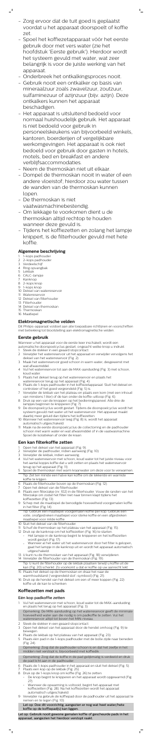- Zorg ervoor dat de tuit goed is geplaatst voordat u het apparaat doorspoelt of koffie zet.
- Spoel het koffiezetapparaat vóór het eerste gebruik door met vers water (zie het hoofdstuk 'Eerste gebruik'). Hierdoor wordt het systeem gevuld met water, wat zeer belangrijk is voor de juiste werking van het apparaat.
- Onderbreek het ontkalkingsproces nooit.
- Gebruik nooit een ontkalker op basis van mineraalzuur zoals zwavelzuur, zoutzuur, sulfaminezuur of azijnzuur (bijv. azijn). Deze ontkalkers kunnen het apparaat beschadigen.
- Het apparaat is uitsluitend bedoeld voor normaal huishoudelijk gebruik. Het apparaat is niet bedoeld voor gebruik in personeelskeukens van bijvoorbeeld winkels, kantoren, boerderijen of vergelijkbare werkomgevingen. Het apparaat is ook niet bedoeld voor gebruik door gasten in hotels, motels, bed en breakfast en andere verblijfsaccommodaties.
- Neem de thermoskan niet uit elkaar.
- Dompel de thermoskan nooit in water of een andere vloeistof; hierdoor zou water tussen de wanden van de thermoskan kunnen lopen.
- De thermoskan is niet vaatwasmachinebestendig.
- Om lekkage te voorkomen dient u de thermoskan altijd rechtop te houden wanneer deze gevuld is.
- Tijdens het koffiezetten en zolang het lampje knippert, is de filterhouder gevuld met hete koffie.

## Algemene beschrijving

1. 1-kops padhouder
2. 2-kops padhouder
3. Verdeelschijf
4. Ring opvangbak
5. Lekbak
6. CALC-lampje
7. Kanknop
8. 2-kops knop
9. 1-kops knop
10. Deksel van waterreservoir
11. Waterreservoir
12. Deksel van filterhouder
13. Filterhouder
14. Deksel van thermoskan
15. Thermoskan
16. Maatlepel

## Elektromagnetische velden

Dit Philips-apparaat voldoet aan alle toepasbare richtlijnen en voorschriften met betrekking tot blootstelling aan elektromagnetische velden.

## Eerste gebruik

Wanneer u het apparaat voor de eerste keer inschakelt, wordt een automatische doorspoelcyclus gestart, ongeacht welke knop u indrukt.

1. Steek de stekker in een geaard stopcontact.
2. Verwijder het waterreservoir uit het apparaat en verwijder vervolgens het deksel van het waterreservoir (Fig. 2).
3. Maak het waterreservoir goed schoon in warm water, desgewenst met wat afwasmiddel.
4. Vul het waterreservoir tot aan de MAX-aanduiding (Fig. 3) met schoon, koud water.
5. Plaats het deksel terug op het waterreservoir en plaats het waterreservoir terug op het apparaat (Fig. 4).
6. Plaats de 1-kops padhouder in het koffiezetapparaat. Sluit het deksel en controleer of het goed vergrendeld (Fig. 5) is.
7. Verwijder de lekbak van het plateau en plaats een kom (met een inhoud van minstens 1 liter) of de kan onder de koffie-uitloop (Fig. 6).
8. Druk op een van de knoppen op het bedieningspaneel. Alle drie de lampjes beginnen te knipperen (Fig. 7).
9. De doorspoelcyclus wordt gestart. Tijdens de doorspoelcyclus wordt het systeem gevuld met water uit het waterreservoir. Het apparaat maakt daarbij meer geluid dan tijdens het koffiezetten.
10. Wanneer het waterreservoir leeg (Fig. 8) is, wordt het apparaat automatisch uitgeschakeld.
11. Maak na de eerste doorspoelcyclus de collectorring en de padhouder schoon met warm water en wat afwasmiddel of in de vaatwasmachine. Spoel de isolatiekan af onder de kraan.

## Een kan filterkoffie zetten

1. Open het deksel van het apparaat (Fig. 9).
2. Verwijder de padhouder, indien aanwezig (Fig. 10).
3. Verwijder de lekbak, indien aanwezig.
4. Vul het waterreservoir met schoon, koud water tot het juiste niveau voor het aantal kopjes koffie dat u wilt zetten en plaats het waterreservoir terug op het apparaat (Fig. 11).
5. Spoel de thermoskan met warm leidingwater om deze voor te verwarmen.

Tip: Zet ten minste een halve kan koffie om de lekkerste en warmste koffie te krijgen.

6. Plaats de filterhouder boven op de thermoskan (Fig. 12).
7. Open het deksel van de filterhouder.
8. Plaats een filterzakje (nr. 1x2) in de filterhouder. Vouw de randen van het filterzakje om zodat het filter niet naar binnen klapt tijdens het koffiezetten (Fig. 13).
9. Schep met de maatlepel de benodigde hoeveelheid voorgemalen koffie in het filter (Fig. 14).

Tip: Gebruik een maatlepel voorgemalen koffie per kop. Gebruik een volle, onafgestreken maatlepel voor sterke koffie en een afgestreken maatlepel voor milde koffie.

10. Sluit het deksel van de filterhouder.
11. Schuif de thermoskan op het plateau van het apparaat (Fig. 15).
12. Druk op de kanknop om het koffiezetten (Fig. 16) te starten.
    - Het lampje in de kanknop begint te knipperen en het koffiezetten wordt gestart (Fig. 17).
    - Wanneer al het water uit het waterreservoir door het filter is gelopen, gaat het lampje in de kanknop uit en wordt het apparaat automatisch uitgeschakeld.
13. U kunt nu de thermoskan van het apparaat (Fig. 18) verwijderen.
14. Verwijder de filterhouder van de thermoskan (Fig. 19).

Tip: U kunt de filterhouder op de lekbak plaatsen terwijl u koffie uit de kan (Fig. 20) schenkt. Zo voorkomt u dat er koffie op uw aanrecht lekt.

15. Plaats het deksel op de thermoskan en draai het naar de warmhoudstand ('vergrendeld slot'-symbool) (Fig. 21).
16. Druk op de hendel van het deksel om een of meer koppen (Fig. 22) koffie uit de kan te schenken.

## Koffiezetten met pads

### Eén kop padkoffie zetten

1. Vul het waterreservoir met schoon, koud water tot de MAX-aanduiding en plaats het terug op het apparaat (Fig. 3).

Opmerking: De MIN-aanduiding op het waterreservoir geeft de minimale hoeveelheid water aan die nodig is om padkoffie te zetten. Vul het waterreservoir altijd tot boven het MIN-niveau.

2. Steek de stekker in een geaard stopcontact.
3. Open het deksel van het apparaat door de hendel omhoog (Fig. 9) te bewegen.
4. Plaats de lekbak op het plateau van het apparaat (Fig. 23).
5. Plaats één pad in de 1-kops padhouder met de bolle zijde naar beneden (Fig. 24).

Opmerking: Zorg dat de padhouder schoon is en dat het zeefje in het midden niet verstopt is, bijvoorbeeld met koffiedik.

Opmerking: Zorg dat de koffie in de pad gelijkmatig is verdeeld en druk de pad licht aan in de padhouder.

6. Plaats de 1-kops padhouder in het apparaat en sluit het deksel (Fig. 5).
7. Plaats een kop op de lekbak (Fig. 25).
8. Druk op de 1-kops knop om koffie (Fig. 26) te zetten.
    - De knop begint te knipperen en het apparaat wordt opgewarmd (Fig. 27).
    - Wanneer de opwarming is voltooid, begint het apparaat met koffiezetten (Fig. 28). Na het koffiezetten wordt het apparaat automatisch uitgeschakeld.
9. Verwijder na gebruik de koffiepad door de padhouder uit het apparaat te nemen en te legen (Fig. 10).

**Let op: Doe dit voorzichtig, aangezien er nog wat heet water/hete koffie op de koffiepad(s) kan liggen.**

**Let op: Gebruik nooit gewone gemalen koffie of gescheurde pads in het apparaat, aangezien het hierdoor verstopt raakt.**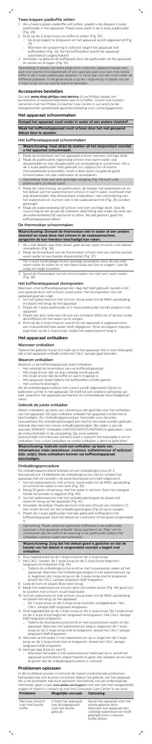## Twee kopjes koffie zetten

1. Als u twee kopjes koffie wilt zetten, plaatst u de diepere 2-kops padhouder in het apparaat. Plaats twee pads in de 2-kops padhouder (Fig. 29).
2. Druk op de 2-kops knop om koffie te zetten (Fig. 30).
   - De knop begint te knipperen en het apparaat wordt opgewarmd (Fig. 31).
   - Wanneer de opwarming is voltooid, begint het apparaat het koffiezetten (Fig. 32). Na het koffiezetten wordt het apparaat automatisch uitgeschakeld.
3. Verwijder na gebruik de koffiepads door de padhouder uit het apparaat te nemen en te legen (Fig. 33).

Opmerking: In plaats van twee pads kunt u ook een cappuccinopad, een pad voor warme chocolademelk of een speciale pad voor een mok sterke koffie in de 2-kops padhouder plaatsen. U moet dan wel een mok onder de koffietuit plaatsen. In dit geval drukt u op de 1-kops knop in plaats van de 2-kops knop om uw warme drank te bereiden.

## Accessoires bestellen

Ga naar **www.shop.philips.com/service** of uw Philips-dealer om accessoires of reserveonderdelen aan te schaffen. U kunt ook contact opnemen met het Philips Consumer Care Centre in uw land (zie de meegeleverde wereldwijde garantieverklaring voor contactgegevens).

## Het apparaat schoonmaken

**Dompel het apparaat nooit onder in water of een andere vloeistof.**

**Maak het koffiezetapparaat nooit schoon door het met geopend deksel door te spoelen.**

### Het koffiezetapparaat schoonmaken

**Waarschuwing: Haal altijd de stekker uit het stopcontact voordat u het apparaat schoonmaakt.**

1. Maak de buitenkant van het apparaat schoon met een vochtige doek.
2. Maak de padhouders regelmatig schoon met warm water, wat afwasmiddel en een afwasborstel om verstopping te voorkomen. Als u de 2-kops padhouder hebt gebruikt om cappuccino of warme chocolademelk te bereiden, moet u deze direct na gebruik goed schoonmaken om alle melkresten te verwijderen.

   Opmerking: Voor een zeer grondige reiniging (Fig. 34) kunt u de padhouders uit elkaar halen.

3. Maak de collectorring, de padhouders, de lekbak, het waterreservoir en het deksel van het waterreservoir schoon in warm water, eventueel met wat afwasmiddel. Alle afneembare onderdelen, met uitzondering van het waterreservoir, kunnen ook in de vaatwasmachine (Fig. 35) worden gereinigd.
4. Maak de watervoerdeelschijf schoon met een vochtige doek. Doe dit voorzichtig en let op dat de rubberen afdichting niet onder de rand van de watervoerdeelschijf vast komt te zitten. Als dat gebeurt, gaat het koffiezetapparaat lekken.

### De thermoskan schoonmaken

**Waarschuwing: Dompel de thermoskan niet in water of een andere vloeistof en maak deze niet schoon in de vaatwasmachine, aangezien de kan hierdoor beschadigd kan raken.**

1. Als u het deksel naar links draait, gaat de kan open en kunt u het deksel verwijderen (Fig. 36).
2. Maak de binnenkant van de thermoskan schoon met een zachte borstel, warm water en een beetje afwasmiddel (Fig. 37).

   Tip: U kunt hardnekkige bruine aanslag verwijderen door de kan met warm water te vullen en er een lepel soda aan toe te voegen. Laat de soda een tijdje inwerken.

3. Spoel de thermoskan na het schoonmaken om met een vers, warm water (Fig. 38).

### Het koffiezetapparaat doorspoelen

Wanneer u het koffiezetapparaat één dag niet hebt gebruikt, spoelt u het voor gebruik door met schoon, koud water. Het doorspoelen van het apparaat gaat als volgt:

1. Vul het waterreservoir met schoon, koud water tot de MAX-aanduiding en plaats het terug op het apparaat.
2. Plaats de 1-kops padhouder of 2-kops padhouder zonder pad(s) in het apparaat.
3. Plaats een kom (met een inhoud van minstens 1000 ml) of de kan onder de koffietuit om het water op te vangen.
4. Druk op de 2-kops knop en wacht tot het apparaat is opgewarmd en een hoeveelheid heet water heeft afgegeven. Druk vervolgens nog een paar keer op de 2-kops knop, totdat het waterreservoir leeg is.

## Het apparaat ontkalken

### Wanneer ontkalken

Tijdens het gebruik hoopt zich kalk op in het apparaat. Het is zeer belangrijk dat u het apparaat ontkalkt zodra het CALC-lampje gaat branden.

### Waarom ontkalken

Waarom u het koffiezetapparaat moet ontkalken:

- Het verlengt de levensduur van uw koffiezetapparaat.
- Het zorgt ervoor dat uw kop volledig wordt gevuld.
- Het zorgt ervoor dat de koffie zo warm mogelijk is.
- Het apparaat maakt tijdens het koffiezetten minder geluid.
- Het voorkomt storingen.

Als de ontkalkingsprocedure niet correct wordt uitgevoerd, blijven er kalkresten achter in het apparaat. Dit leidt tot een snellere ophoping van kalk, waardoor het apparaat permanent en onherstelbaar beschadigd kan raken.

### Gebruik de juiste ontkalker

Alleen ontkalkers op basis van citroenzuur zijn geschikt voor het ontkalken van het apparaat. Dit type ontkalker ontkalkt het apparaat zonder het te beschadigen. Zie 'Ontkalkingsprocedure' hieronder voor de juiste hoeveelheid. Elk ontkalkingsmengsel kan slechts eenmaal worden gebruikt. Gebruik elke keer een nieuw ontkalkingsmengsel. We raden u aan de speciale SENSEO® Ontkalker (HD7012/HD7011/HD7006) te gebruiken. Lees de instructiefolder in de verpakking. Op onze website (www.philips.com/descale-senseo) leest u waarom het belangrijk is om te ontkalken, hoe u kunt ontkalken en welke ontkalker u dient te gebruiken.

**Waarschuwing: Gebruik nooit een ontkalker op basis van mineraalzuur zoals zwavelzuur, zoutzuur, sulfaminezuur of azijnzuur (bijv. azijn). Deze ontkalkers kunnen uw koffiezetapparaat beschadigen.**

### Ontkalkingsprocedure

De ontkalkingsprocedure bestaat uit een ontkalkingscyclus en 2 doorspoelcycli. Onderbreek de ontkalkingscyclus niet en schakel het apparaat niet uit voordat de twee doorspoelcycli hebt uitgevoerd.

1. Vul het waterreservoir met schoon, koud water tot de MAX-aanduiding en schenk het water in een kom (Fig. 39).
2. Meng 50 gram citroenzuur met het water in de kom. Roer het mengsel totdat het poeder is opgelost (Fig. 40).
3. Vul het waterreservoir met het ontkalkingsmengsel en plaats het reservoir terug op het apparaat (Fig. 41).
4. Verwijder de lekbak. Plaats een kom met een inhoud van minstens 1,5 liter onder de tuit om het ontkalkingsmengsel (Fig. 6) op te vangen.
5. Plaats de 1-kops padhouder met een gebruikte koffiepad in het koffiezetapparaat. Sluit het deksel en controleer of het goed vergrendeld is.

   Opmerking: Plaats altijd een gebruikte koffiepad in de padhouder wanneer u het apparaat ontkalkt. Deze pad dient als 'filter' om te voorkomen dat de zeef of de opening in de padhouder tijdens het ontkalken verstopt raakt met kalkresten.

**Waarschuwing: Zorg dat het deksel goed is gesloten en dat de hendel van het deksel is vergrendeld voordat u begint met ontkalken.**

6. Druk tegelijkertijd op de 1-kops knop en de 2-kops knop.
7. Het CALC-lampje, de 1-kops knop en de 2-kops knop beginnen langzaam te knipperen (Fig. 43).
   - Tijdens de ontkalkingscyclus komt er met tussenpozen water uit het apparaat. Wanneer het ontkalkingsmengsel in het waterreservoir op is, beginnen de 1-kops knop en de 2-kops knop snel te knipperen, terwijl het CALC-lampje langzaam blijft knipperen.
8. Leeg de kom en plaats deze weer terug.
9. Maak het waterreservoir schoon door het enkele keren (Fig. 44) goed om te spoelen met schoon, koud kraanwater.
10. Vul het waterreservoir met schoon, koud water tot de MAX-aanduiding en plaats het terug op het apparaat.
    - De 1-kops knop en de 2-kops knop branden onafgebroken. Het CALC-lampje blijft langzaam knipperen.
11. Druk tegelijkertijd op de 1-kops knop en de 2-kops knop. De 1-kops knop en de 2-kops knop beginnen langzaam te knipperen. Het CALC-lampje blijft langzaam knipperen.
    - Tijdens de doorspoelcyclus komt er met tussenpozen water uit het apparaat. Wanneer het water in het waterreservoir leeg is, beginnen de 1-kops knop en de 2-kops knop snel te knipperen, terwijl het CALC-lampje langzaam blijft knipperen.
12. Wanneer al het water in het waterreservoir op is, beginnen de 1-kops knop en de 2-kops knop snel te knipperen, terwijl het CALC-lampje langzaam blijft knipperen.
13. Herhaal stap 8 tot en met 12.
    - Wanneer het water in het waterreservoir helemaal op is, wordt het apparaat automatisch uitgeschakeld en gaan alle lampjes uit om aan te geven dat de ontkalkingsprocedure is voltooid.

## Problemen oplossen

In dit hoofdstuk worden in het kort de meest voorkomende problemen behandeld die zich kunnen voordoen tijdens het gebruik van het apparaat. Als u het probleem niet kunt oplossen met behulp van de onderstaande informatie, gaat u naar **www.philips.com/support** voor een lijst met veelgestelde vragen of neemt u contact op met het Consumer Care Center in uw land.

| Probleem | Mogelijke oorzaak | Oplossing |
|---|---|---|
| Mijn kop stroomt over met koude koffie | U hebt het apparaat niet doorgespoeld vóór het eerste gebruik. | Spoel het apparaat vóór het eerste gebruik door. Wanneer het apparaat een volledig waterreservoir heeft geleegd, kunt u nieuwe koffie zetten. |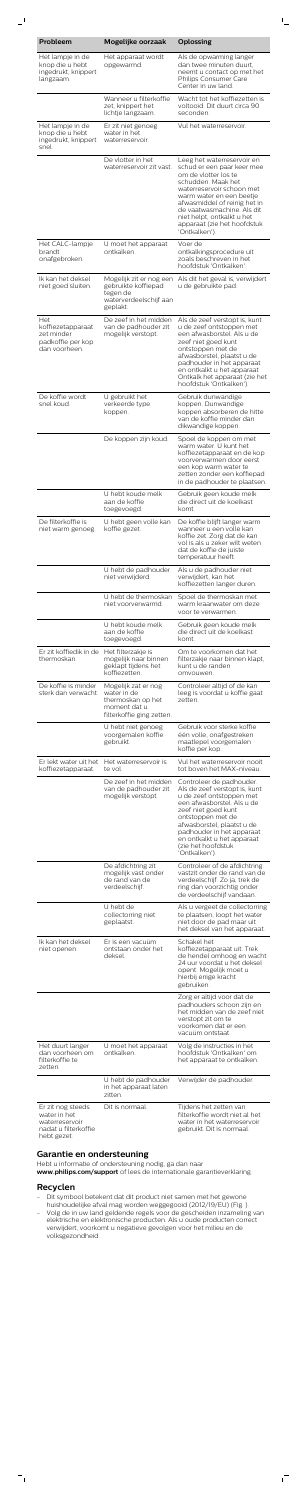| Probleem | Mogelijke oorzaak | Oplossing |
|---|---|---|
| Het lampje in de knop die u hebt ingedrukt, knippert langzaam. | Het apparaat wordt opgewarmd. | Als de opwarming langer dan twee minuten duurt, neemt u contact op met het Philips Consumer Care Center in uw land. |
| | Wanneer u filterkoffie zet, knippert het lichtje langzaam. | Wacht tot het koffiezetten is voltooid. Dit duurt circa 90 seconden. |
| Het lampje in de knop die u hebt ingedrukt, knippert snel. | Er zit niet genoeg water in het waterreservoir. | Vul het waterreservoir. |
| | De vlotter in het waterreservoir zit vast. | Leeg het waterreservoir en schud er een paar keer mee om de vlotter los te schudden. Maak het waterreservoir schoon met warm water en een beetje afwasmiddel of reinig het in de vaatwasmachine. Als dit niet helpt, ontkalkt u het apparaat (zie het hoofdstuk 'Ontkalken'). |
| Het CALC-lampje brandt onafgebroken. | U moet het apparaat ontkalken. | Voer de ontkalkingsprocedure uit zoals beschreven in het hoofdstuk 'Ontkalken'. |
| Ik kan het deksel niet goed sluiten. | Mogelijk zit er nog een gebruikte koffiepad tegen de waterverdeelschijf aan geplakt. | Als dit het geval is, verwijdert u de gebruikte pad. |
| Het koffiezetapparaat zet minder padkoffie per kop dan voorheen. | De zeef in het midden van de padhouder zit mogelijk verstopt. | Als de zeef verstopt is, kunt u de zeef ontstoppen met een afwasborstel. Als u de zeef niet goed kunt ontstoppen met de afwasborstel, plaatst u de padhouder in het apparaat en ontkalkt u het apparaat. Ontkalk het apparaat (zie het hoofdstuk 'Ontkalken'). |
| De koffie wordt snel koud. | U gebruikt het verkeerde type koppen. | Gebruik dunwandige koppen. Dunwandige koppen absorberen de hitte van de koffie minder dan dikwandige koppen. |
| | De koppen zijn koud. | Spoel de koppen om met warm water. U kunt het koffiezetapparaat en de kop voorverwarmen door eerst een kop warm water te zetten zonder een koffiepad in de padhouder te plaatsen. |
| | U hebt koude melk aan de koffie toegevoegd. | Gebruik geen koude melk die direct uit de koelkast komt. |
| De filterkoffie is niet warm genoeg. | U hebt geen volle kan koffie gezet. | De koffie blijft langer warm wanneer u een volle kan koffie zet. Zorg dat de kan vol is als u zeker wilt weten dat de koffie de juiste temperatuur heeft. |
| | U hebt de padhouder niet verwijderd. | Als u de padhouder niet verwijdert, kan het koffiezetten langer duren. |
| | U hebt de thermoskan niet voorverwarmd. | Spoel de thermoskan met warm kraanwater om deze voor te verwarmen. |
| | U hebt koude melk aan de koffie toegevoegd. | Gebruik geen koude melk die direct uit de koelkast komt. |
| Er zit koffiedik in de thermoskan. | Het filterzakje is mogelijk naar binnen geklapt tijdens het koffiezetten. | Om te voorkomen dat het filterzakje naar binnen klapt, kunt u de randen omvouwen. |
| De koffie is minder sterk dan verwacht. | Mogelijk zat er nog water in de thermoskan op het moment dat u filterkoffie ging zetten. | Controleer altijd of de kan leeg is voordat u koffie gaat zetten. |
| | U hebt niet genoeg voorgemalen koffie gebruikt. | Gebruik voor sterke koffie één volle, onafgestreken maatlepel voorgemalen koffie per kop. |
| Er lekt water uit het koffiezetapparaat. | Het waterreservoir is te vol. | Vul het waterreservoir nooit tot boven het MAX-niveau. |
| | De zeef in het midden van de padhouder zit mogelijk verstopt. | Controleer de padhouder. Als de zeef verstopt is, kunt u de zeef ontstoppen met een afwasborstel. Als u de zeef niet goed kunt ontstoppen met de afwasborstel, plaatst u de padhouder in het apparaat en ontkalkt u het apparaat (zie het hoofdstuk 'Ontkalken'). |
| | De afdichtring zit mogelijk vast onder de rand van de verdeelschijf. | Controleer of de afdichtring vastzit onder de rand van de verdeelschijf. Zo ja, trek de ring dan voorzichtig onder de verdeelschijf vandaan. |
| | U hebt de collectorring niet geplaatst. | Als u vergeet de collectorring te plaatsen, loopt het water niet door de pad maar uit het deksel van het apparaat. |
| Ik kan het deksel niet openen. | Er is een vacuüm ontstaan onder het deksel. | Schakel het koffiezetapparaat uit. Trek de hendel omhoog en wacht 24 uur voordat u het deksel opent. Mogelijk moet u hierbij enige kracht gebruiken. |
| | | Zorg er altijd voor dat de padhouders schoon zijn en het midden van de zeef niet verstopt zit om te voorkomen dat er een vacuüm ontstaat. |
| Het duurt langer dan voorheen om filterkoffie te zetten. | U moet het apparaat ontkalken. | Volg de instructies in het hoofdstuk 'Ontkalken' om het apparaat te ontkalken. |
| | U hebt de padhouder in het apparaat laten zitten. | Verwijder de padhouder. |
| Er zit nog steeds water in het waterreservoir nadat u filterkoffie hebt gezet. | Dit is normaal. | Tijdens het zetten van filterkoffie wordt niet al het water in het waterreservoir gebruikt. Dit is normaal. |

## Garantie en ondersteuning

Hebt u informatie of ondersteuning nodig, ga dan naar **www.philips.com/support** of lees de internationale garantieverklaring.

## Recyclen

- Dit symbool betekent dat dit product niet samen met het gewone huishoudelijke afval mag worden weggegooid (2012/19/EU) (Fig. ).
- Volg de in uw land geldende regels voor de gescheiden inzameling van elektrische en elektronische producten. Als u oude producten correct verwijdert, voorkomt u negatieve gevolgen voor het milieu en de volksgezondheid.